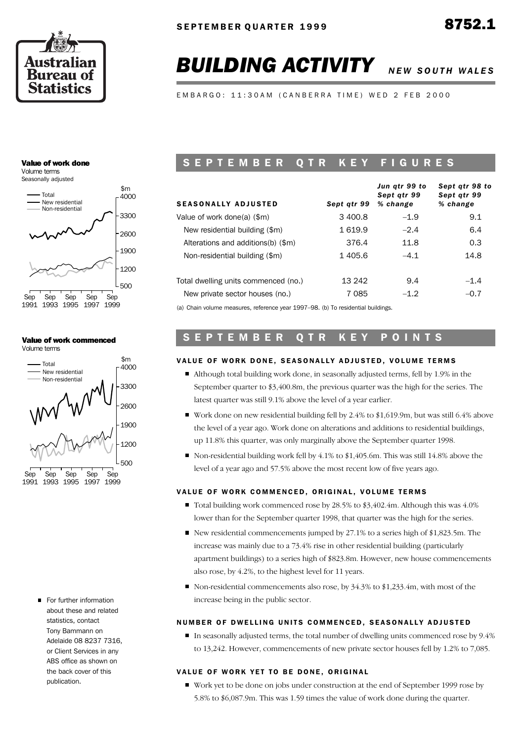# BUILDING ACTIVITY *NEW SOUTH WALES*

SEPTEMBER QUARTER 1999 **8752.1**

EMBARGO: 11:30AM (CANBERRA TIME) WED 2 FEB 2000

**Value of work done**
Volume terms
Seasonally adjusted

**Value of work commenced**
Volume terms

## SEPTEMBER QTR KEY FIGURES

| SEASONALLY ADJUSTED | Sept qtr 99 | Jun qtr 99 to Sept qtr 99 % change | Sept qtr 98 to Sept qtr 99 % change |
|---|---|---|---|
| Value of work done(a) ($m) | 3 400.8 | –1.9 | 9.1 |
| New residential building ($m) | 1 619.9 | –2.4 | 6.4 |
| Alterations and additions(b) ($m) | 376.4 | 11.8 | 0.3 |
| Non-residential building ($m) | 1 405.6 | –4.1 | 14.8 |
| Total dwelling units commenced (no.) | 13 242 | 9.4 | –1.4 |
| New private sector houses (no.) | 7 085 | –1.2 | –0.7 |

(a) Chain volume measures, reference year 1997–98. (b) To residential buildings.

## SEPTEMBER QTR KEY POINTS

### VALUE OF WORK DONE, SEASONALLY ADJUSTED, VOLUME TERMS

- Although total building work done, in seasonally adjusted terms, fell by 1.9% in the September quarter to $3,400.8m, the previous quarter was the high for the series. The latest quarter was still 9.1% above the level of a year earlier.
- Work done on new residential building fell by 2.4% to $1,619.9m, but was still 6.4% above the level of a year ago. Work done on alterations and additions to residential buildings, up 11.8% this quarter, was only marginally above the September quarter 1998.
- Non-residential building work fell by 4.1% to $1,405.6m. This was still 14.8% above the level of a year ago and 57.5% above the most recent low of five years ago.

### VALUE OF WORK COMMENCED, ORIGINAL, VOLUME TERMS

- Total building work commenced rose by 28.5% to $3,402.4m. Although this was 4.0% lower than for the September quarter 1998, that quarter was the high for the series.
- New residential commencements jumped by 27.1% to a series high of $1,823.5m. The increase was mainly due to a 73.4% rise in other residential building (particularly apartment buildings) to a series high of $823.8m. However, new house commencements also rose, by 4.2%, to the highest level for 11 years.
- Non-residential commencements also rose, by 34.3% to $1,233.4m, with most of the increase being in the public sector.

### NUMBER OF DWELLING UNITS COMMENCED, SEASONALLY ADJUSTED

- In seasonally adjusted terms, the total number of dwelling units commenced rose by 9.4% to 13,242. However, commencements of new private sector houses fell by 1.2% to 7,085.

### VALUE OF WORK YET TO BE DONE, ORIGINAL

- Work yet to be done on jobs under construction at the end of September 1999 rose by 5.8% to $6,087.9m. This was 1.59 times the value of work done during the quarter.

- For further information about these and related statistics, contact Tony Bammann on Adelaide 08 8237 7316, or Client Services in any ABS office as shown on the back cover of this publication.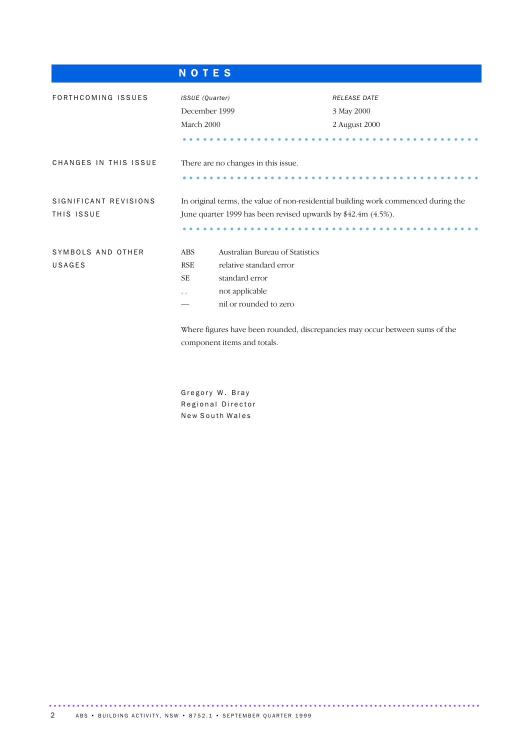# NOTES

## FORTHCOMING ISSUES

| *ISSUE (Quarter)* | *RELEASE DATE* |
| --- | --- |
| December 1999 | 3 May 2000 |
| March 2000 | 2 August 2000 |

## CHANGES IN THIS ISSUE

There are no changes in this issue.

## SIGNIFICANT REVISIONS THIS ISSUE

In original terms, the value of non-residential building work commenced during the June quarter 1999 has been revised upwards by $42.4m (4.5%).

## SYMBOLS AND OTHER USAGES

| | |
| --- | --- |
| ABS | Australian Bureau of Statistics |
| RSE | relative standard error |
| SE | standard error |
| . . | not applicable |
| — | nil or rounded to zero |

Where figures have been rounded, discrepancies may occur between sums of the component items and totals.

Gregory W. Bray
Regional Director
New South Wales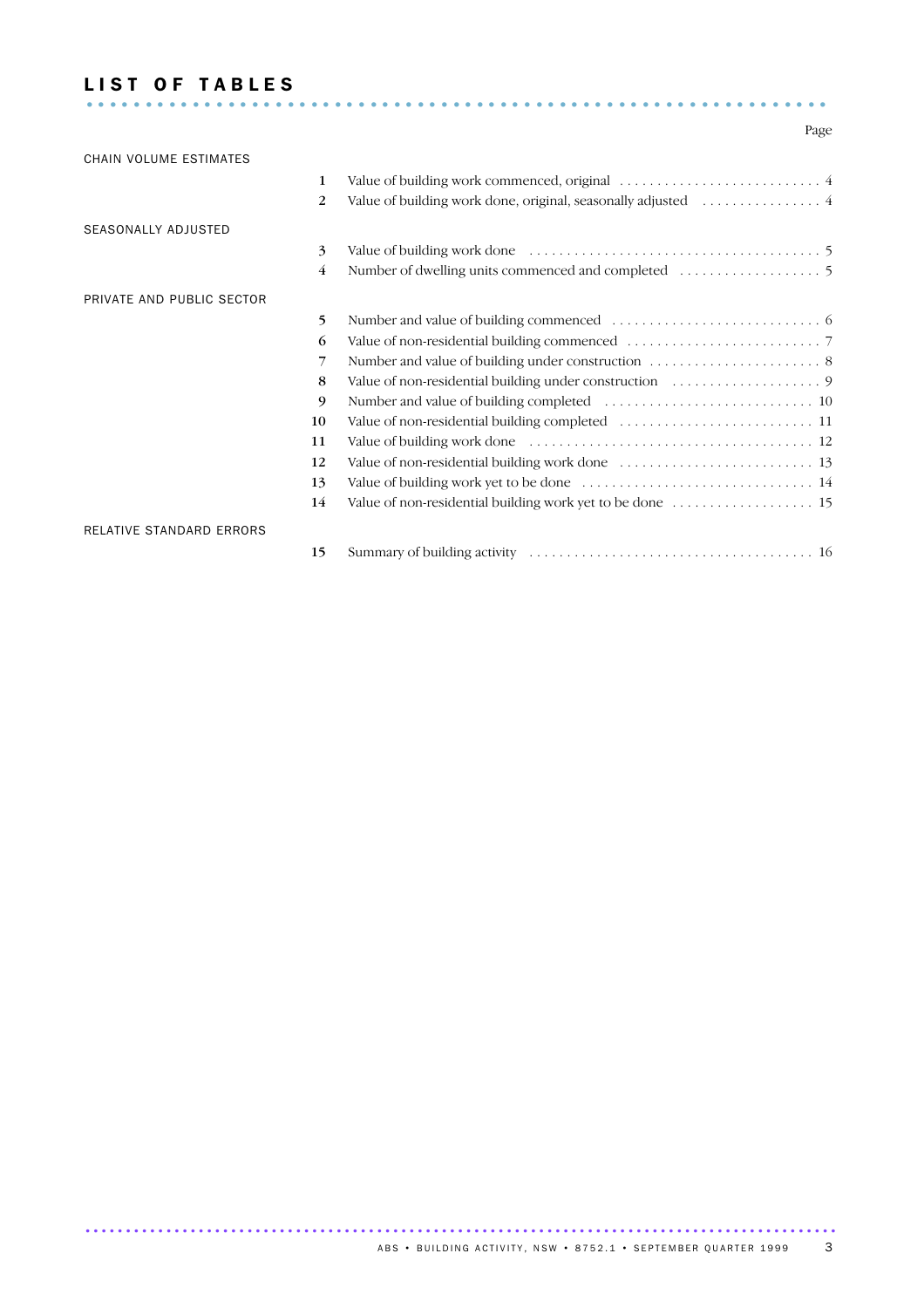# LIST OF TABLES

| | | | Page |
|---|---|---|---|
| CHAIN VOLUME ESTIMATES | | | |
| | 1 | Value of building work commenced, original | 4 |
| | 2 | Value of building work done, original, seasonally adjusted | 4 |
| SEASONALLY ADJUSTED | | | |
| | 3 | Value of building work done | 5 |
| | 4 | Number of dwelling units commenced and completed | 5 |
| PRIVATE AND PUBLIC SECTOR | | | |
| | 5 | Number and value of building commenced | 6 |
| | 6 | Value of non-residential building commenced | 7 |
| | 7 | Number and value of building under construction | 8 |
| | 8 | Value of non-residential building under construction | 9 |
| | 9 | Number and value of building completed | 10 |
| | 10 | Value of non-residential building completed | 11 |
| | 11 | Value of building work done | 12 |
| | 12 | Value of non-residential building work done | 13 |
| | 13 | Value of building work yet to be done | 14 |
| | 14 | Value of non-residential building work yet to be done | 15 |
| RELATIVE STANDARD ERRORS | | | |
| | 15 | Summary of building activity | 16 |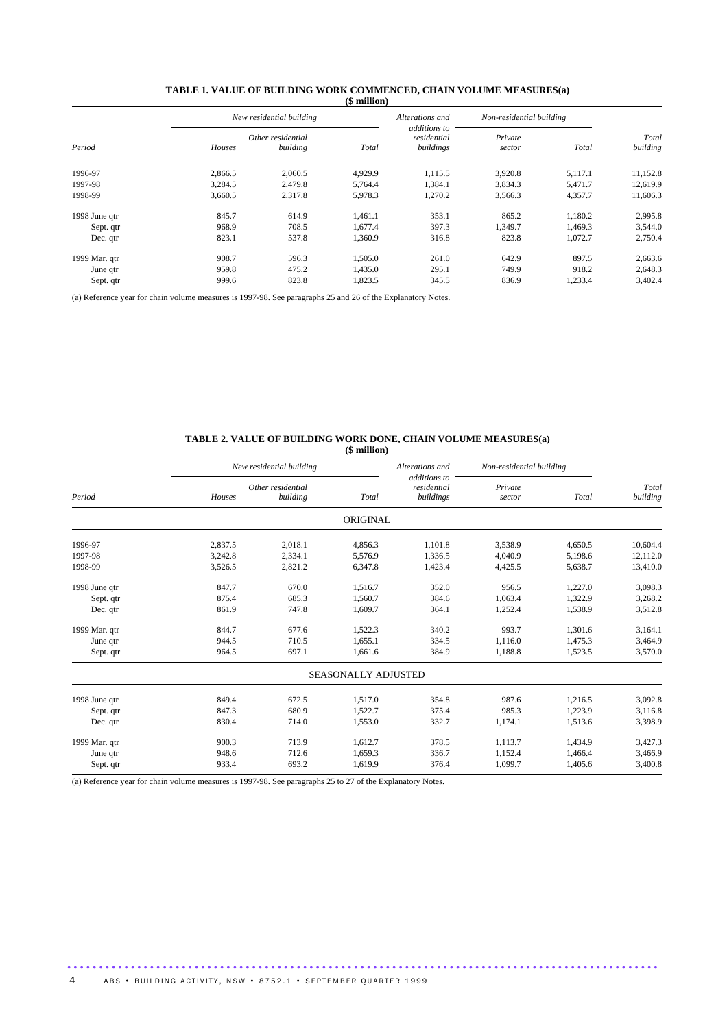# TABLE 1. VALUE OF BUILDING WORK COMMENCED, CHAIN VOLUME MEASURES(a)

($ million)

| | New residential building | | | Alterations and additions to residential buildings | Non-residential building | | |
|---|---|---|---|---|---|---|---|
| *Period* | *Houses* | *Other residential building* | *Total* | | *Private sector* | *Total* | *Total building* |
| 1996-97 | 2,866.5 | 2,060.5 | 4,929.9 | 1,115.5 | 3,920.8 | 5,117.1 | 11,152.8 |
| 1997-98 | 3,284.5 | 2,479.8 | 5,764.4 | 1,384.1 | 3,834.3 | 5,471.7 | 12,619.9 |
| 1998-99 | 3,660.5 | 2,317.8 | 5,978.3 | 1,270.2 | 3,566.3 | 4,357.7 | 11,606.3 |
| 1998 June qtr | 845.7 | 614.9 | 1,461.1 | 353.1 | 865.2 | 1,180.2 | 2,995.8 |
| Sept. qtr | 968.9 | 708.5 | 1,677.4 | 397.3 | 1,349.7 | 1,469.3 | 3,544.0 |
| Dec. qtr | 823.1 | 537.8 | 1,360.9 | 316.8 | 823.8 | 1,072.7 | 2,750.4 |
| 1999 Mar. qtr | 908.7 | 596.3 | 1,505.0 | 261.0 | 642.9 | 897.5 | 2,663.6 |
| June qtr | 959.8 | 475.2 | 1,435.0 | 295.1 | 749.9 | 918.2 | 2,648.3 |
| Sept. qtr | 999.6 | 823.8 | 1,823.5 | 345.5 | 836.9 | 1,233.4 | 3,402.4 |

(a) Reference year for chain volume measures is 1997-98. See paragraphs 25 and 26 of the Explanatory Notes.

# TABLE 2. VALUE OF BUILDING WORK DONE, CHAIN VOLUME MEASURES(a)

($ million)

| | New residential building | | | Alterations and additions to residential buildings | Non-residential building | | |
|---|---|---|---|---|---|---|---|
| *Period* | *Houses* | *Other residential building* | *Total* | | *Private sector* | *Total* | *Total building* |
| | | | ORIGINAL | | | | |
| 1996-97 | 2,837.5 | 2,018.1 | 4,856.3 | 1,101.8 | 3,538.9 | 4,650.5 | 10,604.4 |
| 1997-98 | 3,242.8 | 2,334.1 | 5,576.9 | 1,336.5 | 4,040.9 | 5,198.6 | 12,112.0 |
| 1998-99 | 3,526.5 | 2,821.2 | 6,347.8 | 1,423.4 | 4,425.5 | 5,638.7 | 13,410.0 |
| 1998 June qtr | 847.7 | 670.0 | 1,516.7 | 352.0 | 956.5 | 1,227.0 | 3,098.3 |
| Sept. qtr | 875.4 | 685.3 | 1,560.7 | 384.6 | 1,063.4 | 1,322.9 | 3,268.2 |
| Dec. qtr | 861.9 | 747.8 | 1,609.7 | 364.1 | 1,252.4 | 1,538.9 | 3,512.8 |
| 1999 Mar. qtr | 844.7 | 677.6 | 1,522.3 | 340.2 | 993.7 | 1,301.6 | 3,164.1 |
| June qtr | 944.5 | 710.5 | 1,655.1 | 334.5 | 1,116.0 | 1,475.3 | 3,464.9 |
| Sept. qtr | 964.5 | 697.1 | 1,661.6 | 384.9 | 1,188.8 | 1,523.5 | 3,570.0 |
| | | | SEASONALLY ADJUSTED | | | | |
| 1998 June qtr | 849.4 | 672.5 | 1,517.0 | 354.8 | 987.6 | 1,216.5 | 3,092.8 |
| Sept. qtr | 847.3 | 680.9 | 1,522.7 | 375.4 | 985.3 | 1,223.9 | 3,116.8 |
| Dec. qtr | 830.4 | 714.0 | 1,553.0 | 332.7 | 1,174.1 | 1,513.6 | 3,398.9 |
| 1999 Mar. qtr | 900.3 | 713.9 | 1,612.7 | 378.5 | 1,113.7 | 1,434.9 | 3,427.3 |
| June qtr | 948.6 | 712.6 | 1,659.3 | 336.7 | 1,152.4 | 1,466.4 | 3,466.9 |
| Sept. qtr | 933.4 | 693.2 | 1,619.9 | 376.4 | 1,099.7 | 1,405.6 | 3,400.8 |

(a) Reference year for chain volume measures is 1997-98. See paragraphs 25 to 27 of the Explanatory Notes.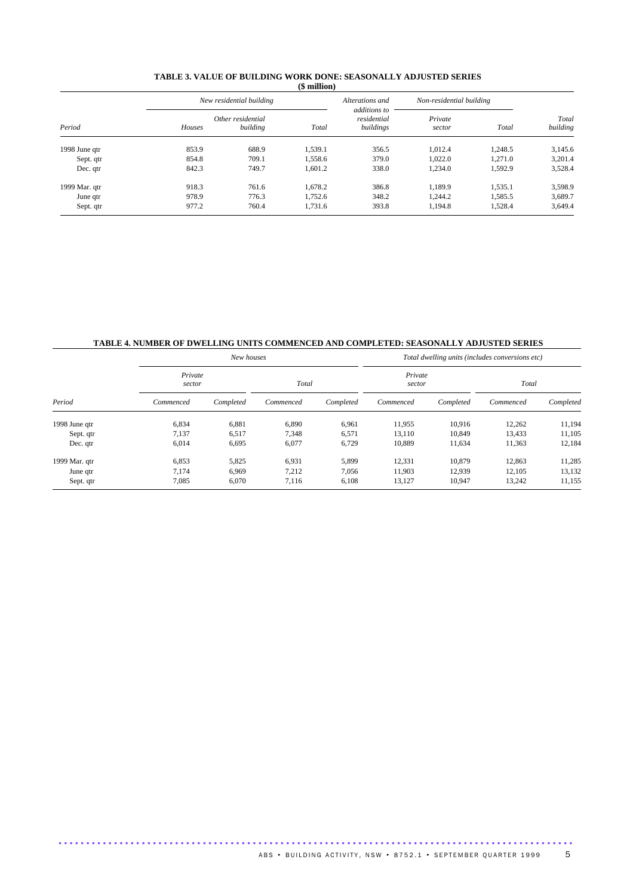## TABLE 3. VALUE OF BUILDING WORK DONE: SEASONALLY ADJUSTED SERIES

**($ million)**

| | *New residential building* | | | *Alterations and additions to residential buildings* | *Non-residential building* | | |
|---|---|---|---|---|---|---|---|
| *Period* | *Houses* | *Other residential building* | *Total* | | *Private sector* | *Total* | *Total building* |
| 1998 June qtr | 853.9 | 688.9 | 1,539.1 | 356.5 | 1,012.4 | 1,248.5 | 3,145.6 |
| Sept. qtr | 854.8 | 709.1 | 1,558.6 | 379.0 | 1,022.0 | 1,271.0 | 3,201.4 |
| Dec. qtr | 842.3 | 749.7 | 1,601.2 | 338.0 | 1,234.0 | 1,592.9 | 3,528.4 |
| 1999 Mar. qtr | 918.3 | 761.6 | 1,678.2 | 386.8 | 1,189.9 | 1,535.1 | 3,598.9 |
| June qtr | 978.9 | 776.3 | 1,752.6 | 348.2 | 1,244.2 | 1,585.5 | 3,689.7 |
| Sept. qtr | 977.2 | 760.4 | 1,731.6 | 393.8 | 1,194.8 | 1,528.4 | 3,649.4 |

## TABLE 4. NUMBER OF DWELLING UNITS COMMENCED AND COMPLETED: SEASONALLY ADJUSTED SERIES

| | *New houses* | | | | *Total dwelling units (includes conversions etc)* | | | |
|---|---|---|---|---|---|---|---|---|
| | *Private sector* | | *Total* | | *Private sector* | | *Total* | |
| *Period* | *Commenced* | *Completed* | *Commenced* | *Completed* | *Commenced* | *Completed* | *Commenced* | *Completed* |
| 1998 June qtr | 6,834 | 6,881 | 6,890 | 6,961 | 11,955 | 10,916 | 12,262 | 11,194 |
| Sept. qtr | 7,137 | 6,517 | 7,348 | 6,571 | 13,110 | 10,849 | 13,433 | 11,105 |
| Dec. qtr | 6,014 | 6,695 | 6,077 | 6,729 | 10,889 | 11,634 | 11,363 | 12,184 |
| 1999 Mar. qtr | 6,853 | 5,825 | 6,931 | 5,899 | 12,331 | 10,879 | 12,863 | 11,285 |
| June qtr | 7,174 | 6,969 | 7,212 | 7,056 | 11,903 | 12,939 | 12,105 | 13,132 |
| Sept. qtr | 7,085 | 6,070 | 7,116 | 6,108 | 13,127 | 10,947 | 13,242 | 11,155 |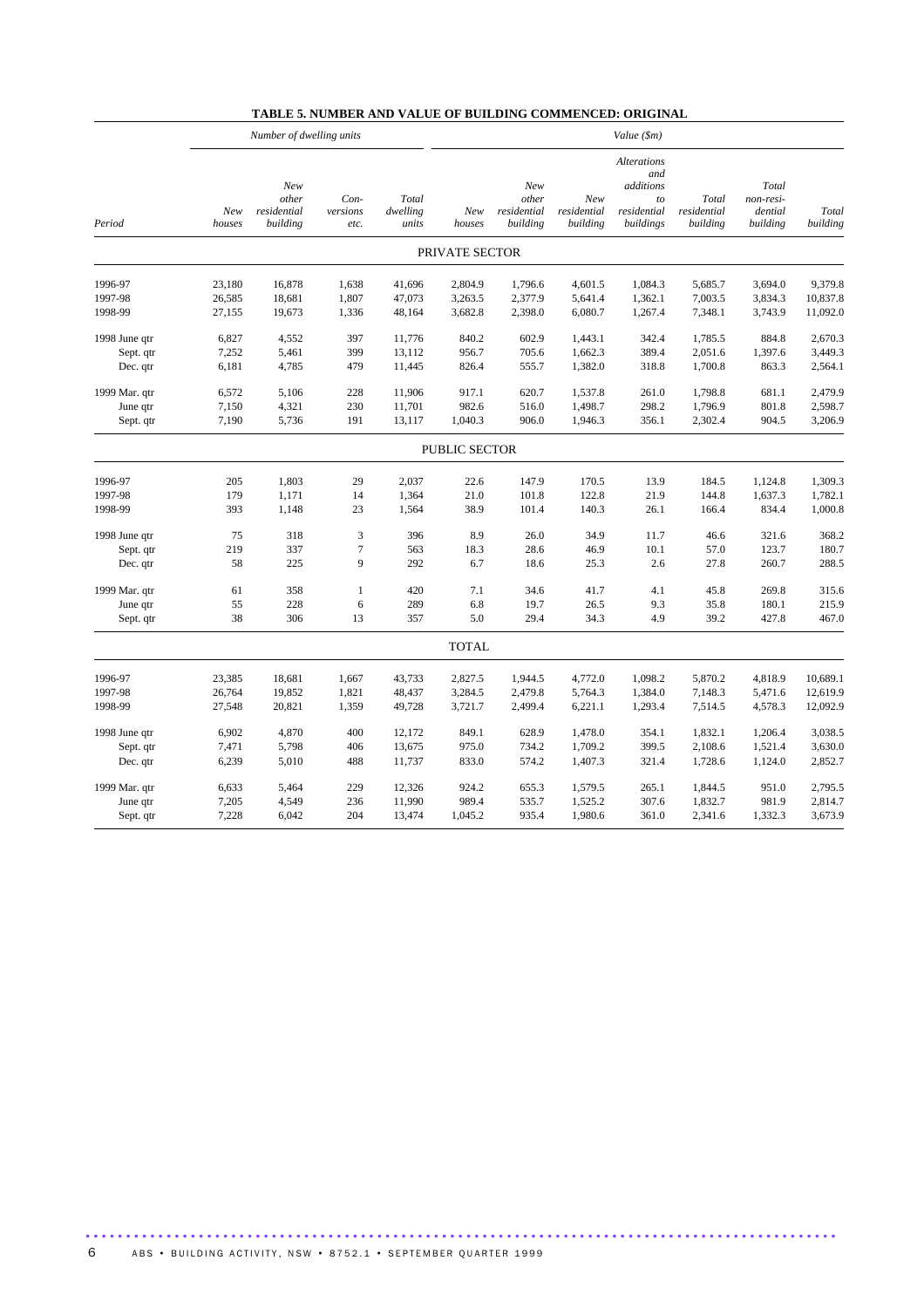## TABLE 5. NUMBER AND VALUE OF BUILDING COMMENCED: ORIGINAL

| | *Number of dwelling units* | | | | *Value ($m)* | | | | | | |
|---|---|---|---|---|---|---|---|---|---|---|---|
| *Period* | *New houses* | *New other residential building* | *Con-versions etc.* | *Total dwelling units* | *New houses* | *New other residential building* | *New residential building* | *Alterations and additions to residential buildings* | *Total residential building* | *Total non-resi-dential building* | *Total building* |
| | | | | | PRIVATE SECTOR | | | | | | |
| 1996-97 | 23,180 | 16,878 | 1,638 | 41,696 | 2,804.9 | 1,796.6 | 4,601.5 | 1,084.3 | 5,685.7 | 3,694.0 | 9,379.8 |
| 1997-98 | 26,585 | 18,681 | 1,807 | 47,073 | 3,263.5 | 2,377.9 | 5,641.4 | 1,362.1 | 7,003.5 | 3,834.3 | 10,837.8 |
| 1998-99 | 27,155 | 19,673 | 1,336 | 48,164 | 3,682.8 | 2,398.0 | 6,080.7 | 1,267.4 | 7,348.1 | 3,743.9 | 11,092.0 |
| 1998 June qtr | 6,827 | 4,552 | 397 | 11,776 | 840.2 | 602.9 | 1,443.1 | 342.4 | 1,785.5 | 884.8 | 2,670.3 |
| Sept. qtr | 7,252 | 5,461 | 399 | 13,112 | 956.7 | 705.6 | 1,662.3 | 389.4 | 2,051.6 | 1,397.6 | 3,449.3 |
| Dec. qtr | 6,181 | 4,785 | 479 | 11,445 | 826.4 | 555.7 | 1,382.0 | 318.8 | 1,700.8 | 863.3 | 2,564.1 |
| 1999 Mar. qtr | 6,572 | 5,106 | 228 | 11,906 | 917.1 | 620.7 | 1,537.8 | 261.0 | 1,798.8 | 681.1 | 2,479.9 |
| June qtr | 7,150 | 4,321 | 230 | 11,701 | 982.6 | 516.0 | 1,498.7 | 298.2 | 1,796.9 | 801.8 | 2,598.7 |
| Sept. qtr | 7,190 | 5,736 | 191 | 13,117 | 1,040.3 | 906.0 | 1,946.3 | 356.1 | 2,302.4 | 904.5 | 3,206.9 |
| | | | | | PUBLIC SECTOR | | | | | | |
| 1996-97 | 205 | 1,803 | 29 | 2,037 | 22.6 | 147.9 | 170.5 | 13.9 | 184.5 | 1,124.8 | 1,309.3 |
| 1997-98 | 179 | 1,171 | 14 | 1,364 | 21.0 | 101.8 | 122.8 | 21.9 | 144.8 | 1,637.3 | 1,782.1 |
| 1998-99 | 393 | 1,148 | 23 | 1,564 | 38.9 | 101.4 | 140.3 | 26.1 | 166.4 | 834.4 | 1,000.8 |
| 1998 June qtr | 75 | 318 | 3 | 396 | 8.9 | 26.0 | 34.9 | 11.7 | 46.6 | 321.6 | 368.2 |
| Sept. qtr | 219 | 337 | 7 | 563 | 18.3 | 28.6 | 46.9 | 10.1 | 57.0 | 123.7 | 180.7 |
| Dec. qtr | 58 | 225 | 9 | 292 | 6.7 | 18.6 | 25.3 | 2.6 | 27.8 | 260.7 | 288.5 |
| 1999 Mar. qtr | 61 | 358 | 1 | 420 | 7.1 | 34.6 | 41.7 | 4.1 | 45.8 | 269.8 | 315.6 |
| June qtr | 55 | 228 | 6 | 289 | 6.8 | 19.7 | 26.5 | 9.3 | 35.8 | 180.1 | 215.9 |
| Sept. qtr | 38 | 306 | 13 | 357 | 5.0 | 29.4 | 34.3 | 4.9 | 39.2 | 427.8 | 467.0 |
| | | | | | TOTAL | | | | | | |
| 1996-97 | 23,385 | 18,681 | 1,667 | 43,733 | 2,827.5 | 1,944.5 | 4,772.0 | 1,098.2 | 5,870.2 | 4,818.9 | 10,689.1 |
| 1997-98 | 26,764 | 19,852 | 1,821 | 48,437 | 3,284.5 | 2,479.8 | 5,764.3 | 1,384.0 | 7,148.3 | 5,471.6 | 12,619.9 |
| 1998-99 | 27,548 | 20,821 | 1,359 | 49,728 | 3,721.7 | 2,499.4 | 6,221.1 | 1,293.4 | 7,514.5 | 4,578.3 | 12,092.9 |
| 1998 June qtr | 6,902 | 4,870 | 400 | 12,172 | 849.1 | 628.9 | 1,478.0 | 354.1 | 1,832.1 | 1,206.4 | 3,038.5 |
| Sept. qtr | 7,471 | 5,798 | 406 | 13,675 | 975.0 | 734.2 | 1,709.2 | 399.5 | 2,108.6 | 1,521.4 | 3,630.0 |
| Dec. qtr | 6,239 | 5,010 | 488 | 11,737 | 833.0 | 574.2 | 1,407.3 | 321.4 | 1,728.6 | 1,124.0 | 2,852.7 |
| 1999 Mar. qtr | 6,633 | 5,464 | 229 | 12,326 | 924.2 | 655.3 | 1,579.5 | 265.1 | 1,844.5 | 951.0 | 2,795.5 |
| June qtr | 7,205 | 4,549 | 236 | 11,990 | 989.4 | 535.7 | 1,525.2 | 307.6 | 1,832.7 | 981.9 | 2,814.7 |
| Sept. qtr | 7,228 | 6,042 | 204 | 13,474 | 1,045.2 | 935.4 | 1,980.6 | 361.0 | 2,341.6 | 1,332.3 | 3,673.9 |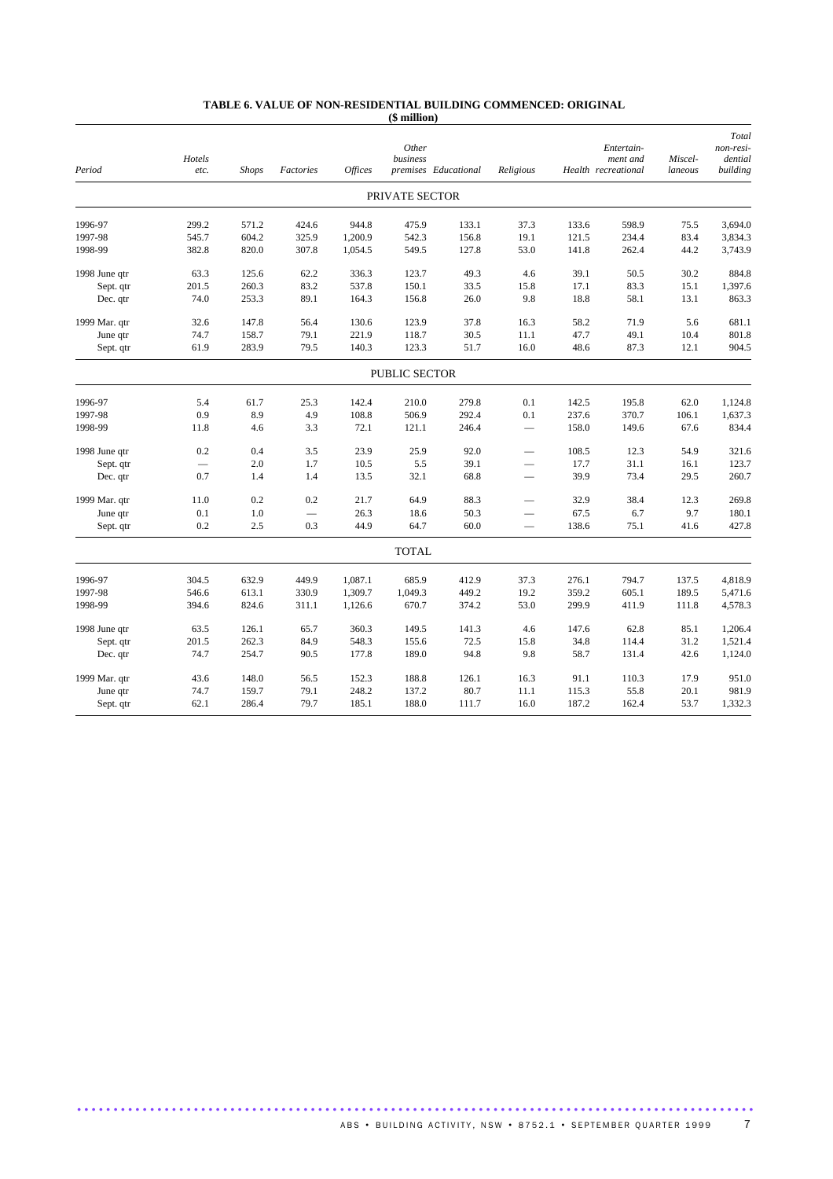# TABLE 6. VALUE OF NON-RESIDENTIAL BUILDING COMMENCED: ORIGINAL

($ million)

| Period | Hotels etc. | Shops | Factories | Offices | Other business premises | Educational | Religious | Health | Entertain-ment and recreational | Miscel-laneous | Total non-resi-dential building |
|---|---|---|---|---|---|---|---|---|---|---|---|
| | | | | | PRIVATE SECTOR | | | | | | |
| 1996-97 | 299.2 | 571.2 | 424.6 | 944.8 | 475.9 | 133.1 | 37.3 | 133.6 | 598.9 | 75.5 | 3,694.0 |
| 1997-98 | 545.7 | 604.2 | 325.9 | 1,200.9 | 542.3 | 156.8 | 19.1 | 121.5 | 234.4 | 83.4 | 3,834.3 |
| 1998-99 | 382.8 | 820.0 | 307.8 | 1,054.5 | 549.5 | 127.8 | 53.0 | 141.8 | 262.4 | 44.2 | 3,743.9 |
| 1998 June qtr | 63.3 | 125.6 | 62.2 | 336.3 | 123.7 | 49.3 | 4.6 | 39.1 | 50.5 | 30.2 | 884.8 |
| Sept. qtr | 201.5 | 260.3 | 83.2 | 537.8 | 150.1 | 33.5 | 15.8 | 17.1 | 83.3 | 15.1 | 1,397.6 |
| Dec. qtr | 74.0 | 253.3 | 89.1 | 164.3 | 156.8 | 26.0 | 9.8 | 18.8 | 58.1 | 13.1 | 863.3 |
| 1999 Mar. qtr | 32.6 | 147.8 | 56.4 | 130.6 | 123.9 | 37.8 | 16.3 | 58.2 | 71.9 | 5.6 | 681.1 |
| June qtr | 74.7 | 158.7 | 79.1 | 221.9 | 118.7 | 30.5 | 11.1 | 47.7 | 49.1 | 10.4 | 801.8 |
| Sept. qtr | 61.9 | 283.9 | 79.5 | 140.3 | 123.3 | 51.7 | 16.0 | 48.6 | 87.3 | 12.1 | 904.5 |
| | | | | | PUBLIC SECTOR | | | | | | |
| 1996-97 | 5.4 | 61.7 | 25.3 | 142.4 | 210.0 | 279.8 | 0.1 | 142.5 | 195.8 | 62.0 | 1,124.8 |
| 1997-98 | 0.9 | 8.9 | 4.9 | 108.8 | 506.9 | 292.4 | 0.1 | 237.6 | 370.7 | 106.1 | 1,637.3 |
| 1998-99 | 11.8 | 4.6 | 3.3 | 72.1 | 121.1 | 246.4 | — | 158.0 | 149.6 | 67.6 | 834.4 |
| 1998 June qtr | 0.2 | 0.4 | 3.5 | 23.9 | 25.9 | 92.0 | — | 108.5 | 12.3 | 54.9 | 321.6 |
| Sept. qtr | — | 2.0 | 1.7 | 10.5 | 5.5 | 39.1 | — | 17.7 | 31.1 | 16.1 | 123.7 |
| Dec. qtr | 0.7 | 1.4 | 1.4 | 13.5 | 32.1 | 68.8 | — | 39.9 | 73.4 | 29.5 | 260.7 |
| 1999 Mar. qtr | 11.0 | 0.2 | 0.2 | 21.7 | 64.9 | 88.3 | — | 32.9 | 38.4 | 12.3 | 269.8 |
| June qtr | 0.1 | 1.0 | — | 26.3 | 18.6 | 50.3 | — | 67.5 | 6.7 | 9.7 | 180.1 |
| Sept. qtr | 0.2 | 2.5 | 0.3 | 44.9 | 64.7 | 60.0 | — | 138.6 | 75.1 | 41.6 | 427.8 |
| | | | | | TOTAL | | | | | | |
| 1996-97 | 304.5 | 632.9 | 449.9 | 1,087.1 | 685.9 | 412.9 | 37.3 | 276.1 | 794.7 | 137.5 | 4,818.9 |
| 1997-98 | 546.6 | 613.1 | 330.9 | 1,309.7 | 1,049.3 | 449.2 | 19.2 | 359.2 | 605.1 | 189.5 | 5,471.6 |
| 1998-99 | 394.6 | 824.6 | 311.1 | 1,126.6 | 670.7 | 374.2 | 53.0 | 299.9 | 411.9 | 111.8 | 4,578.3 |
| 1998 June qtr | 63.5 | 126.1 | 65.7 | 360.3 | 149.5 | 141.3 | 4.6 | 147.6 | 62.8 | 85.1 | 1,206.4 |
| Sept. qtr | 201.5 | 262.3 | 84.9 | 548.3 | 155.6 | 72.5 | 15.8 | 34.8 | 114.4 | 31.2 | 1,521.4 |
| Dec. qtr | 74.7 | 254.7 | 90.5 | 177.8 | 189.0 | 94.8 | 9.8 | 58.7 | 131.4 | 42.6 | 1,124.0 |
| 1999 Mar. qtr | 43.6 | 148.0 | 56.5 | 152.3 | 188.8 | 126.1 | 16.3 | 91.1 | 110.3 | 17.9 | 951.0 |
| June qtr | 74.7 | 159.7 | 79.1 | 248.2 | 137.2 | 80.7 | 11.1 | 115.3 | 55.8 | 20.1 | 981.9 |
| Sept. qtr | 62.1 | 286.4 | 79.7 | 185.1 | 188.0 | 111.7 | 16.0 | 187.2 | 162.4 | 53.7 | 1,332.3 |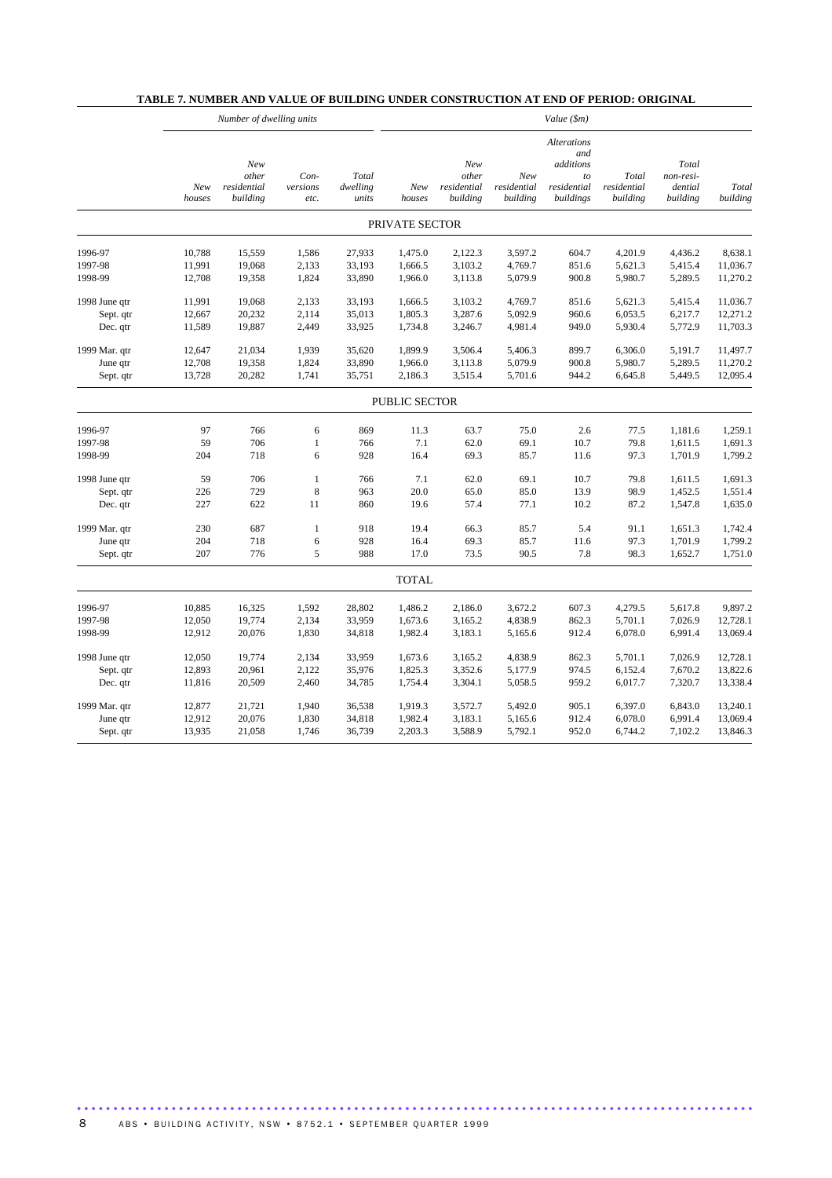## TABLE 7. NUMBER AND VALUE OF BUILDING UNDER CONSTRUCTION AT END OF PERIOD: ORIGINAL

| | Number of dwelling units | | | | Value ($m) | | | | | | |
|---|---|---|---|---|---|---|---|---|---|---|---|
| | New houses | New other residential building | Con-versions etc. | Total dwelling units | New houses | New other residential building | New residential building | Alterations and additions to residential buildings | Total residential building | Total non-resi-dential building | Total building |
| **PRIVATE SECTOR** | | | | | | | | | | | |
| 1996-97 | 10,788 | 15,559 | 1,586 | 27,933 | 1,475.0 | 2,122.3 | 3,597.2 | 604.7 | 4,201.9 | 4,436.2 | 8,638.1 |
| 1997-98 | 11,991 | 19,068 | 2,133 | 33,193 | 1,666.5 | 3,103.2 | 4,769.7 | 851.6 | 5,621.3 | 5,415.4 | 11,036.7 |
| 1998-99 | 12,708 | 19,358 | 1,824 | 33,890 | 1,966.0 | 3,113.8 | 5,079.9 | 900.8 | 5,980.7 | 5,289.5 | 11,270.2 |
| 1998 June qtr | 11,991 | 19,068 | 2,133 | 33,193 | 1,666.5 | 3,103.2 | 4,769.7 | 851.6 | 5,621.3 | 5,415.4 | 11,036.7 |
| Sept. qtr | 12,667 | 20,232 | 2,114 | 35,013 | 1,805.3 | 3,287.6 | 5,092.9 | 960.6 | 6,053.5 | 6,217.7 | 12,271.2 |
| Dec. qtr | 11,589 | 19,887 | 2,449 | 33,925 | 1,734.8 | 3,246.7 | 4,981.4 | 949.0 | 5,930.4 | 5,772.9 | 11,703.3 |
| 1999 Mar. qtr | 12,647 | 21,034 | 1,939 | 35,620 | 1,899.9 | 3,506.4 | 5,406.3 | 899.7 | 6,306.0 | 5,191.7 | 11,497.7 |
| June qtr | 12,708 | 19,358 | 1,824 | 33,890 | 1,966.0 | 3,113.8 | 5,079.9 | 900.8 | 5,980.7 | 5,289.5 | 11,270.2 |
| Sept. qtr | 13,728 | 20,282 | 1,741 | 35,751 | 2,186.3 | 3,515.4 | 5,701.6 | 944.2 | 6,645.8 | 5,449.5 | 12,095.4 |
| **PUBLIC SECTOR** | | | | | | | | | | | |
| 1996-97 | 97 | 766 | 6 | 869 | 11.3 | 63.7 | 75.0 | 2.6 | 77.5 | 1,181.6 | 1,259.1 |
| 1997-98 | 59 | 706 | 1 | 766 | 7.1 | 62.0 | 69.1 | 10.7 | 79.8 | 1,611.5 | 1,691.3 |
| 1998-99 | 204 | 718 | 6 | 928 | 16.4 | 69.3 | 85.7 | 11.6 | 97.3 | 1,701.9 | 1,799.2 |
| 1998 June qtr | 59 | 706 | 1 | 766 | 7.1 | 62.0 | 69.1 | 10.7 | 79.8 | 1,611.5 | 1,691.3 |
| Sept. qtr | 226 | 729 | 8 | 963 | 20.0 | 65.0 | 85.0 | 13.9 | 98.9 | 1,452.5 | 1,551.4 |
| Dec. qtr | 227 | 622 | 11 | 860 | 19.6 | 57.4 | 77.1 | 10.2 | 87.2 | 1,547.8 | 1,635.0 |
| 1999 Mar. qtr | 230 | 687 | 1 | 918 | 19.4 | 66.3 | 85.7 | 5.4 | 91.1 | 1,651.3 | 1,742.4 |
| June qtr | 204 | 718 | 6 | 928 | 16.4 | 69.3 | 85.7 | 11.6 | 97.3 | 1,701.9 | 1,799.2 |
| Sept. qtr | 207 | 776 | 5 | 988 | 17.0 | 73.5 | 90.5 | 7.8 | 98.3 | 1,652.7 | 1,751.0 |
| **TOTAL** | | | | | | | | | | | |
| 1996-97 | 10,885 | 16,325 | 1,592 | 28,802 | 1,486.2 | 2,186.0 | 3,672.2 | 607.3 | 4,279.5 | 5,617.8 | 9,897.2 |
| 1997-98 | 12,050 | 19,774 | 2,134 | 33,959 | 1,673.6 | 3,165.2 | 4,838.9 | 862.3 | 5,701.1 | 7,026.9 | 12,728.1 |
| 1998-99 | 12,912 | 20,076 | 1,830 | 34,818 | 1,982.4 | 3,183.1 | 5,165.6 | 912.4 | 6,078.0 | 6,991.4 | 13,069.4 |
| 1998 June qtr | 12,050 | 19,774 | 2,134 | 33,959 | 1,673.6 | 3,165.2 | 4,838.9 | 862.3 | 5,701.1 | 7,026.9 | 12,728.1 |
| Sept. qtr | 12,893 | 20,961 | 2,122 | 35,976 | 1,825.3 | 3,352.6 | 5,177.9 | 974.5 | 6,152.4 | 7,670.2 | 13,822.6 |
| Dec. qtr | 11,816 | 20,509 | 2,460 | 34,785 | 1,754.4 | 3,304.1 | 5,058.5 | 959.2 | 6,017.7 | 7,320.7 | 13,338.4 |
| 1999 Mar. qtr | 12,877 | 21,721 | 1,940 | 36,538 | 1,919.3 | 3,572.7 | 5,492.0 | 905.1 | 6,397.0 | 6,843.0 | 13,240.1 |
| June qtr | 12,912 | 20,076 | 1,830 | 34,818 | 1,982.4 | 3,183.1 | 5,165.6 | 912.4 | 6,078.0 | 6,991.4 | 13,069.4 |
| Sept. qtr | 13,935 | 21,058 | 1,746 | 36,739 | 2,203.3 | 3,588.9 | 5,792.1 | 952.0 | 6,744.2 | 7,102.2 | 13,846.3 |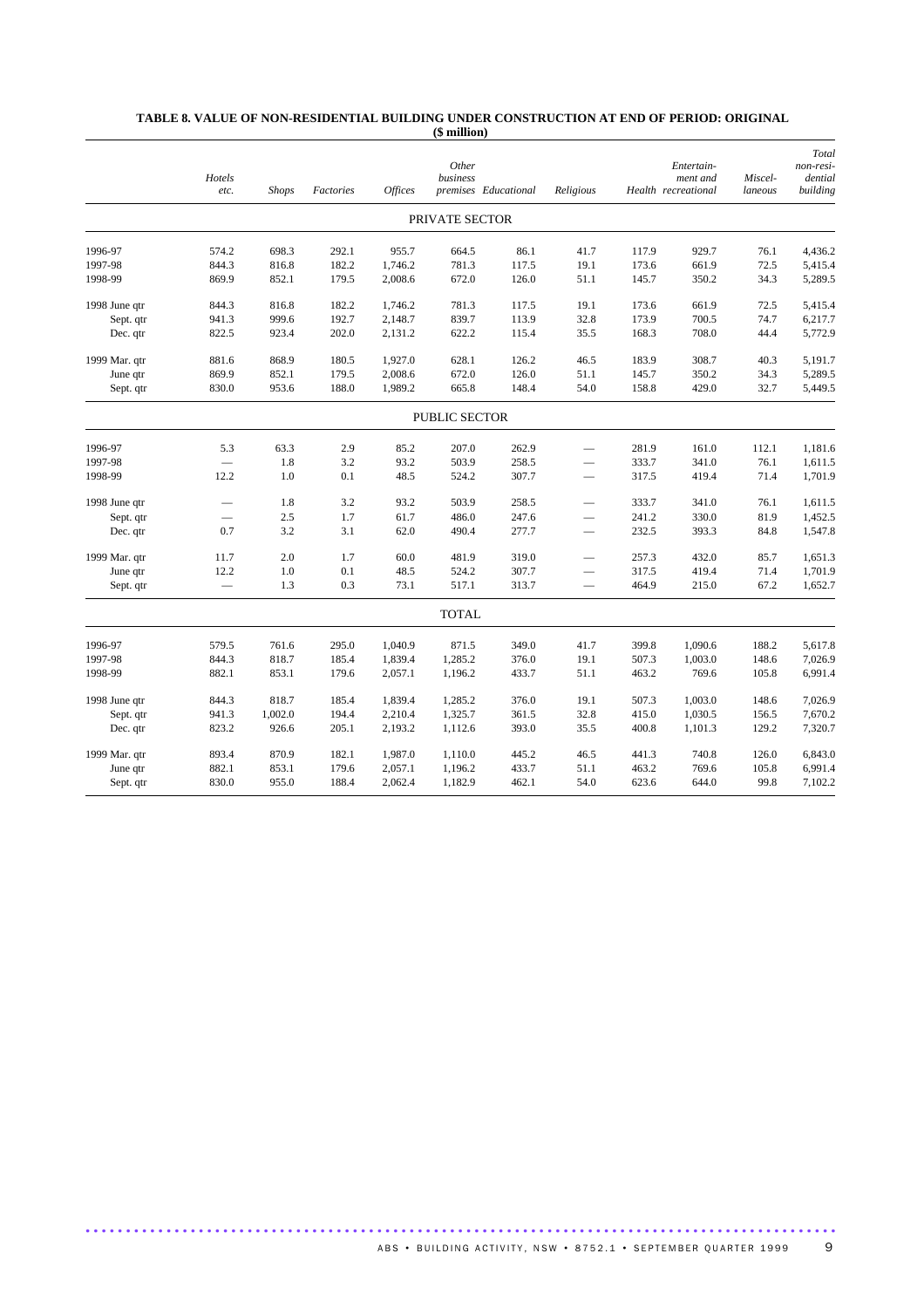**TABLE 8. VALUE OF NON-RESIDENTIAL BUILDING UNDER CONSTRUCTION AT END OF PERIOD: ORIGINAL**
**($ million)**

| | *Hotels etc.* | *Shops* | *Factories* | *Offices* | *Other business premises* | *Educational* | *Religious* | *Health* | *Entertainment and recreational* | *Miscellaneous* | *Total non-residential building* |
|---|---|---|---|---|---|---|---|---|---|---|---|
| | | | | | PRIVATE SECTOR | | | | | | |
| 1996-97 | 574.2 | 698.3 | 292.1 | 955.7 | 664.5 | 86.1 | 41.7 | 117.9 | 929.7 | 76.1 | 4,436.2 |
| 1997-98 | 844.3 | 816.8 | 182.2 | 1,746.2 | 781.3 | 117.5 | 19.1 | 173.6 | 661.9 | 72.5 | 5,415.4 |
| 1998-99 | 869.9 | 852.1 | 179.5 | 2,008.6 | 672.0 | 126.0 | 51.1 | 145.7 | 350.2 | 34.3 | 5,289.5 |
| 1998 June qtr | 844.3 | 816.8 | 182.2 | 1,746.2 | 781.3 | 117.5 | 19.1 | 173.6 | 661.9 | 72.5 | 5,415.4 |
| Sept. qtr | 941.3 | 999.6 | 192.7 | 2,148.7 | 839.7 | 113.9 | 32.8 | 173.9 | 700.5 | 74.7 | 6,217.7 |
| Dec. qtr | 822.5 | 923.4 | 202.0 | 2,131.2 | 622.2 | 115.4 | 35.5 | 168.3 | 708.0 | 44.4 | 5,772.9 |
| 1999 Mar. qtr | 881.6 | 868.9 | 180.5 | 1,927.0 | 628.1 | 126.2 | 46.5 | 183.9 | 308.7 | 40.3 | 5,191.7 |
| June qtr | 869.9 | 852.1 | 179.5 | 2,008.6 | 672.0 | 126.0 | 51.1 | 145.7 | 350.2 | 34.3 | 5,289.5 |
| Sept. qtr | 830.0 | 953.6 | 188.0 | 1,989.2 | 665.8 | 148.4 | 54.0 | 158.8 | 429.0 | 32.7 | 5,449.5 |
| | | | | | PUBLIC SECTOR | | | | | | |
| 1996-97 | 5.3 | 63.3 | 2.9 | 85.2 | 207.0 | 262.9 | — | 281.9 | 161.0 | 112.1 | 1,181.6 |
| 1997-98 | — | 1.8 | 3.2 | 93.2 | 503.9 | 258.5 | — | 333.7 | 341.0 | 76.1 | 1,611.5 |
| 1998-99 | 12.2 | 1.0 | 0.1 | 48.5 | 524.2 | 307.7 | — | 317.5 | 419.4 | 71.4 | 1,701.9 |
| 1998 June qtr | — | 1.8 | 3.2 | 93.2 | 503.9 | 258.5 | — | 333.7 | 341.0 | 76.1 | 1,611.5 |
| Sept. qtr | — | 2.5 | 1.7 | 61.7 | 486.0 | 247.6 | — | 241.2 | 330.0 | 81.9 | 1,452.5 |
| Dec. qtr | 0.7 | 3.2 | 3.1 | 62.0 | 490.4 | 277.7 | — | 232.5 | 393.3 | 84.8 | 1,547.8 |
| 1999 Mar. qtr | 11.7 | 2.0 | 1.7 | 60.0 | 481.9 | 319.0 | — | 257.3 | 432.0 | 85.7 | 1,651.3 |
| June qtr | 12.2 | 1.0 | 0.1 | 48.5 | 524.2 | 307.7 | — | 317.5 | 419.4 | 71.4 | 1,701.9 |
| Sept. qtr | — | 1.3 | 0.3 | 73.1 | 517.1 | 313.7 | — | 464.9 | 215.0 | 67.2 | 1,652.7 |
| | | | | | TOTAL | | | | | | |
| 1996-97 | 579.5 | 761.6 | 295.0 | 1,040.9 | 871.5 | 349.0 | 41.7 | 399.8 | 1,090.6 | 188.2 | 5,617.8 |
| 1997-98 | 844.3 | 818.7 | 185.4 | 1,839.4 | 1,285.2 | 376.0 | 19.1 | 507.3 | 1,003.0 | 148.6 | 7,026.9 |
| 1998-99 | 882.1 | 853.1 | 179.6 | 2,057.1 | 1,196.2 | 433.7 | 51.1 | 463.2 | 769.6 | 105.8 | 6,991.4 |
| 1998 June qtr | 844.3 | 818.7 | 185.4 | 1,839.4 | 1,285.2 | 376.0 | 19.1 | 507.3 | 1,003.0 | 148.6 | 7,026.9 |
| Sept. qtr | 941.3 | 1,002.0 | 194.4 | 2,210.4 | 1,325.7 | 361.5 | 32.8 | 415.0 | 1,030.5 | 156.5 | 7,670.2 |
| Dec. qtr | 823.2 | 926.6 | 205.1 | 2,193.2 | 1,112.6 | 393.0 | 35.5 | 400.8 | 1,101.3 | 129.2 | 7,320.7 |
| 1999 Mar. qtr | 893.4 | 870.9 | 182.1 | 1,987.0 | 1,110.0 | 445.2 | 46.5 | 441.3 | 740.8 | 126.0 | 6,843.0 |
| June qtr | 882.1 | 853.1 | 179.6 | 2,057.1 | 1,196.2 | 433.7 | 51.1 | 463.2 | 769.6 | 105.8 | 6,991.4 |
| Sept. qtr | 830.0 | 955.0 | 188.4 | 2,062.4 | 1,182.9 | 462.1 | 54.0 | 623.6 | 644.0 | 99.8 | 7,102.2 |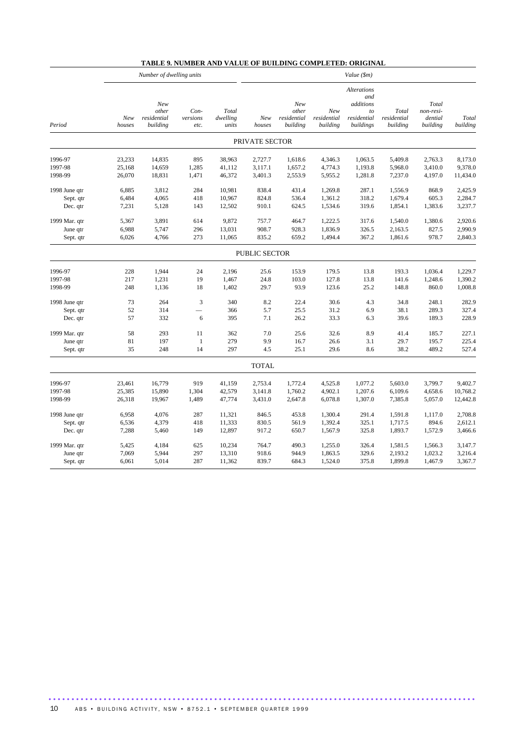## TABLE 9. NUMBER AND VALUE OF BUILDING COMPLETED: ORIGINAL

| | *Number of dwelling units* | | | | *Value ($m)* | | | | | | |
|---|---|---|---|---|---|---|---|---|---|---|---|
| *Period* | *New houses* | *New other residential building* | *Con-versions etc.* | *Total dwelling units* | *New houses* | *New other residential building* | *New residential building* | *Alterations and additions to residential buildings* | *Total residential building* | *Total non-resi-dential building* | *Total building* |
| | | | | | PRIVATE SECTOR | | | | | | |
| 1996-97 | 23,233 | 14,835 | 895 | 38,963 | 2,727.7 | 1,618.6 | 4,346.3 | 1,063.5 | 5,409.8 | 2,763.3 | 8,173.0 |
| 1997-98 | 25,168 | 14,659 | 1,285 | 41,112 | 3,117.1 | 1,657.2 | 4,774.3 | 1,193.8 | 5,968.0 | 3,410.0 | 9,378.0 |
| 1998-99 | 26,070 | 18,831 | 1,471 | 46,372 | 3,401.3 | 2,553.9 | 5,955.2 | 1,281.8 | 7,237.0 | 4,197.0 | 11,434.0 |
| 1998 June qtr | 6,885 | 3,812 | 284 | 10,981 | 838.4 | 431.4 | 1,269.8 | 287.1 | 1,556.9 | 868.9 | 2,425.9 |
| Sept. qtr | 6,484 | 4,065 | 418 | 10,967 | 824.8 | 536.4 | 1,361.2 | 318.2 | 1,679.4 | 605.3 | 2,284.7 |
| Dec. qtr | 7,231 | 5,128 | 143 | 12,502 | 910.1 | 624.5 | 1,534.6 | 319.6 | 1,854.1 | 1,383.6 | 3,237.7 |
| 1999 Mar. qtr | 5,367 | 3,891 | 614 | 9,872 | 757.7 | 464.7 | 1,222.5 | 317.6 | 1,540.0 | 1,380.6 | 2,920.6 |
| June qtr | 6,988 | 5,747 | 296 | 13,031 | 908.7 | 928.3 | 1,836.9 | 326.5 | 2,163.5 | 827.5 | 2,990.9 |
| Sept. qtr | 6,026 | 4,766 | 273 | 11,065 | 835.2 | 659.2 | 1,494.4 | 367.2 | 1,861.6 | 978.7 | 2,840.3 |
| | | | | | PUBLIC SECTOR | | | | | | |
| 1996-97 | 228 | 1,944 | 24 | 2,196 | 25.6 | 153.9 | 179.5 | 13.8 | 193.3 | 1,036.4 | 1,229.7 |
| 1997-98 | 217 | 1,231 | 19 | 1,467 | 24.8 | 103.0 | 127.8 | 13.8 | 141.6 | 1,248.6 | 1,390.2 |
| 1998-99 | 248 | 1,136 | 18 | 1,402 | 29.7 | 93.9 | 123.6 | 25.2 | 148.8 | 860.0 | 1,008.8 |
| 1998 June qtr | 73 | 264 | 3 | 340 | 8.2 | 22.4 | 30.6 | 4.3 | 34.8 | 248.1 | 282.9 |
| Sept. qtr | 52 | 314 | — | 366 | 5.7 | 25.5 | 31.2 | 6.9 | 38.1 | 289.3 | 327.4 |
| Dec. qtr | 57 | 332 | 6 | 395 | 7.1 | 26.2 | 33.3 | 6.3 | 39.6 | 189.3 | 228.9 |
| 1999 Mar. qtr | 58 | 293 | 11 | 362 | 7.0 | 25.6 | 32.6 | 8.9 | 41.4 | 185.7 | 227.1 |
| June qtr | 81 | 197 | 1 | 279 | 9.9 | 16.7 | 26.6 | 3.1 | 29.7 | 195.7 | 225.4 |
| Sept. qtr | 35 | 248 | 14 | 297 | 4.5 | 25.1 | 29.6 | 8.6 | 38.2 | 489.2 | 527.4 |
| | | | | | TOTAL | | | | | | |
| 1996-97 | 23,461 | 16,779 | 919 | 41,159 | 2,753.4 | 1,772.4 | 4,525.8 | 1,077.2 | 5,603.0 | 3,799.7 | 9,402.7 |
| 1997-98 | 25,385 | 15,890 | 1,304 | 42,579 | 3,141.8 | 1,760.2 | 4,902.1 | 1,207.6 | 6,109.6 | 4,658.6 | 10,768.2 |
| 1998-99 | 26,318 | 19,967 | 1,489 | 47,774 | 3,431.0 | 2,647.8 | 6,078.8 | 1,307.0 | 7,385.8 | 5,057.0 | 12,442.8 |
| 1998 June qtr | 6,958 | 4,076 | 287 | 11,321 | 846.5 | 453.8 | 1,300.4 | 291.4 | 1,591.8 | 1,117.0 | 2,708.8 |
| Sept. qtr | 6,536 | 4,379 | 418 | 11,333 | 830.5 | 561.9 | 1,392.4 | 325.1 | 1,717.5 | 894.6 | 2,612.1 |
| Dec. qtr | 7,288 | 5,460 | 149 | 12,897 | 917.2 | 650.7 | 1,567.9 | 325.8 | 1,893.7 | 1,572.9 | 3,466.6 |
| 1999 Mar. qtr | 5,425 | 4,184 | 625 | 10,234 | 764.7 | 490.3 | 1,255.0 | 326.4 | 1,581.5 | 1,566.3 | 3,147.7 |
| June qtr | 7,069 | 5,944 | 297 | 13,310 | 918.6 | 944.9 | 1,863.5 | 329.6 | 2,193.2 | 1,023.2 | 3,216.4 |
| Sept. qtr | 6,061 | 5,014 | 287 | 11,362 | 839.7 | 684.3 | 1,524.0 | 375.8 | 1,899.8 | 1,467.9 | 3,367.7 |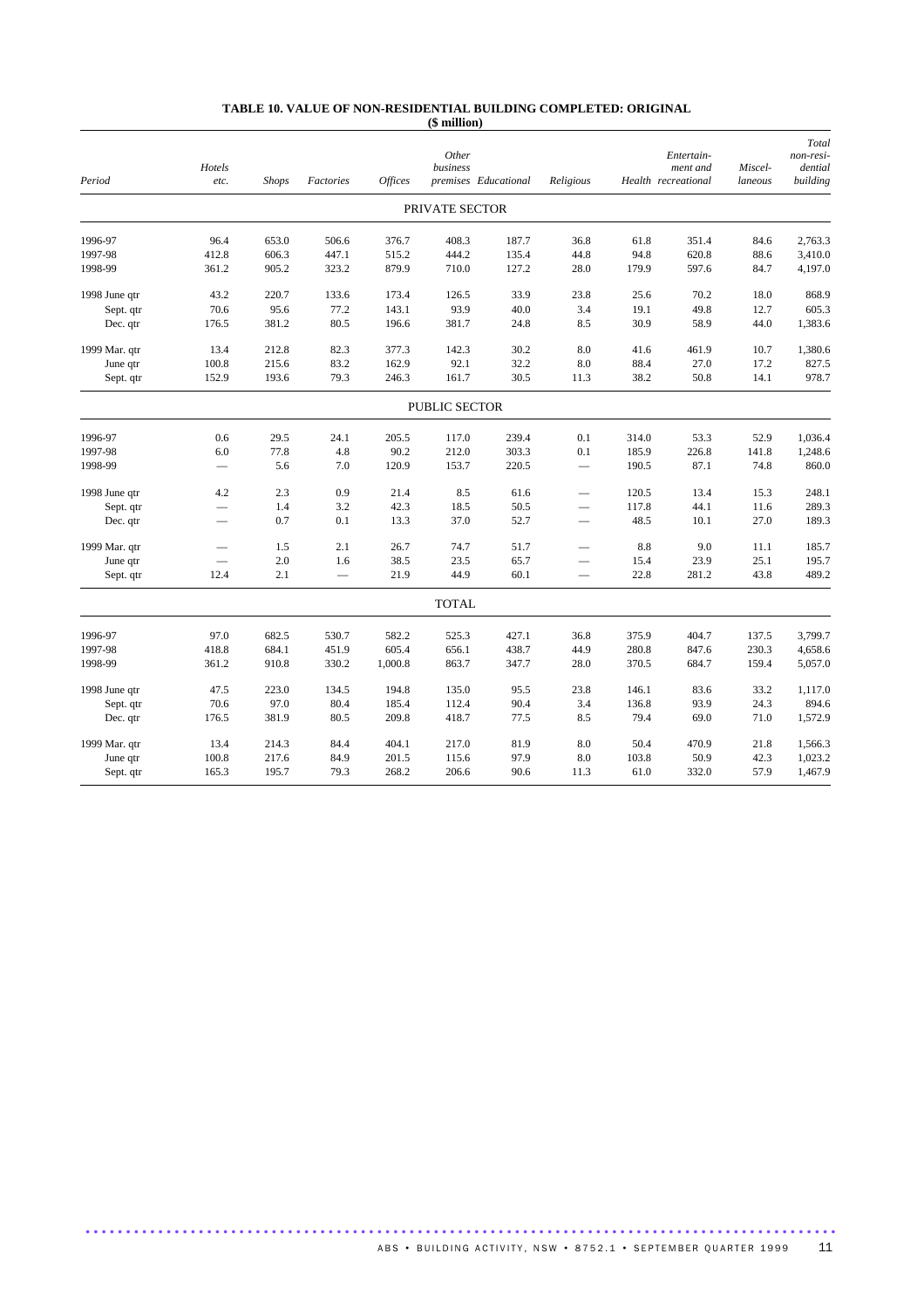**TABLE 10. VALUE OF NON-RESIDENTIAL BUILDING COMPLETED: ORIGINAL**
**($ million)**

| Period | *Hotels etc.* | *Shops* | *Factories* | *Offices* | *Other business premises* | *Educational* | *Religious* | *Health* | *Entertain-ment and recreational* | *Miscel-laneous* | *Total non-resi-dential building* |
|---|---|---|---|---|---|---|---|---|---|---|---|
| | | | | | PRIVATE SECTOR | | | | | | |
| 1996-97 | 96.4 | 653.0 | 506.6 | 376.7 | 408.3 | 187.7 | 36.8 | 61.8 | 351.4 | 84.6 | 2,763.3 |
| 1997-98 | 412.8 | 606.3 | 447.1 | 515.2 | 444.2 | 135.4 | 44.8 | 94.8 | 620.8 | 88.6 | 3,410.0 |
| 1998-99 | 361.2 | 905.2 | 323.2 | 879.9 | 710.0 | 127.2 | 28.0 | 179.9 | 597.6 | 84.7 | 4,197.0 |
| 1998 June qtr | 43.2 | 220.7 | 133.6 | 173.4 | 126.5 | 33.9 | 23.8 | 25.6 | 70.2 | 18.0 | 868.9 |
| Sept. qtr | 70.6 | 95.6 | 77.2 | 143.1 | 93.9 | 40.0 | 3.4 | 19.1 | 49.8 | 12.7 | 605.3 |
| Dec. qtr | 176.5 | 381.2 | 80.5 | 196.6 | 381.7 | 24.8 | 8.5 | 30.9 | 58.9 | 44.0 | 1,383.6 |
| 1999 Mar. qtr | 13.4 | 212.8 | 82.3 | 377.3 | 142.3 | 30.2 | 8.0 | 41.6 | 461.9 | 10.7 | 1,380.6 |
| June qtr | 100.8 | 215.6 | 83.2 | 162.9 | 92.1 | 32.2 | 8.0 | 88.4 | 27.0 | 17.2 | 827.5 |
| Sept. qtr | 152.9 | 193.6 | 79.3 | 246.3 | 161.7 | 30.5 | 11.3 | 38.2 | 50.8 | 14.1 | 978.7 |
| | | | | | PUBLIC SECTOR | | | | | | |
| 1996-97 | 0.6 | 29.5 | 24.1 | 205.5 | 117.0 | 239.4 | 0.1 | 314.0 | 53.3 | 52.9 | 1,036.4 |
| 1997-98 | 6.0 | 77.8 | 4.8 | 90.2 | 212.0 | 303.3 | 0.1 | 185.9 | 226.8 | 141.8 | 1,248.6 |
| 1998-99 | — | 5.6 | 7.0 | 120.9 | 153.7 | 220.5 | — | 190.5 | 87.1 | 74.8 | 860.0 |
| 1998 June qtr | 4.2 | 2.3 | 0.9 | 21.4 | 8.5 | 61.6 | — | 120.5 | 13.4 | 15.3 | 248.1 |
| Sept. qtr | — | 1.4 | 3.2 | 42.3 | 18.5 | 50.5 | — | 117.8 | 44.1 | 11.6 | 289.3 |
| Dec. qtr | — | 0.7 | 0.1 | 13.3 | 37.0 | 52.7 | — | 48.5 | 10.1 | 27.0 | 189.3 |
| 1999 Mar. qtr | — | 1.5 | 2.1 | 26.7 | 74.7 | 51.7 | — | 8.8 | 9.0 | 11.1 | 185.7 |
| June qtr | — | 2.0 | 1.6 | 38.5 | 23.5 | 65.7 | — | 15.4 | 23.9 | 25.1 | 195.7 |
| Sept. qtr | 12.4 | 2.1 | — | 21.9 | 44.9 | 60.1 | — | 22.8 | 281.2 | 43.8 | 489.2 |
| | | | | | TOTAL | | | | | | |
| 1996-97 | 97.0 | 682.5 | 530.7 | 582.2 | 525.3 | 427.1 | 36.8 | 375.9 | 404.7 | 137.5 | 3,799.7 |
| 1997-98 | 418.8 | 684.1 | 451.9 | 605.4 | 656.1 | 438.7 | 44.9 | 280.8 | 847.6 | 230.3 | 4,658.6 |
| 1998-99 | 361.2 | 910.8 | 330.2 | 1,000.8 | 863.7 | 347.7 | 28.0 | 370.5 | 684.7 | 159.4 | 5,057.0 |
| 1998 June qtr | 47.5 | 223.0 | 134.5 | 194.8 | 135.0 | 95.5 | 23.8 | 146.1 | 83.6 | 33.2 | 1,117.0 |
| Sept. qtr | 70.6 | 97.0 | 80.4 | 185.4 | 112.4 | 90.4 | 3.4 | 136.8 | 93.9 | 24.3 | 894.6 |
| Dec. qtr | 176.5 | 381.9 | 80.5 | 209.8 | 418.7 | 77.5 | 8.5 | 79.4 | 69.0 | 71.0 | 1,572.9 |
| 1999 Mar. qtr | 13.4 | 214.3 | 84.4 | 404.1 | 217.0 | 81.9 | 8.0 | 50.4 | 470.9 | 21.8 | 1,566.3 |
| June qtr | 100.8 | 217.6 | 84.9 | 201.5 | 115.6 | 97.9 | 8.0 | 103.8 | 50.9 | 42.3 | 1,023.2 |
| Sept. qtr | 165.3 | 195.7 | 79.3 | 268.2 | 206.6 | 90.6 | 11.3 | 61.0 | 332.0 | 57.9 | 1,467.9 |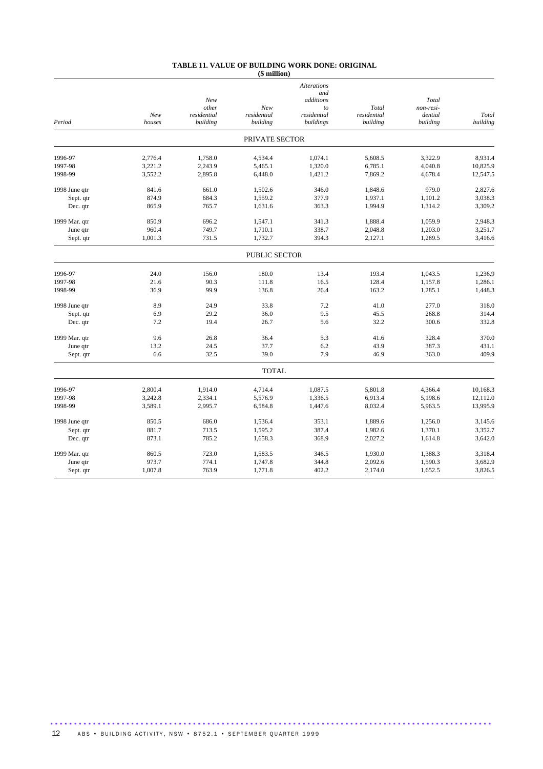# TABLE 11. VALUE OF BUILDING WORK DONE: ORIGINAL

($ million)

| Period | *New houses* | *New other residential building* | *New residential building* | *Alterations and additions to residential buildings* | *Total residential building* | *Total non-residential building* | *Total building* |
|---|---|---|---|---|---|---|---|
| | | | PRIVATE SECTOR | | | | |
| 1996-97 | 2,776.4 | 1,758.0 | 4,534.4 | 1,074.1 | 5,608.5 | 3,322.9 | 8,931.4 |
| 1997-98 | 3,221.2 | 2,243.9 | 5,465.1 | 1,320.0 | 6,785.1 | 4,040.8 | 10,825.9 |
| 1998-99 | 3,552.2 | 2,895.8 | 6,448.0 | 1,421.2 | 7,869.2 | 4,678.4 | 12,547.5 |
| 1998 June qtr | 841.6 | 661.0 | 1,502.6 | 346.0 | 1,848.6 | 979.0 | 2,827.6 |
| Sept. qtr | 874.9 | 684.3 | 1,559.2 | 377.9 | 1,937.1 | 1,101.2 | 3,038.3 |
| Dec. qtr | 865.9 | 765.7 | 1,631.6 | 363.3 | 1,994.9 | 1,314.2 | 3,309.2 |
| 1999 Mar. qtr | 850.9 | 696.2 | 1,547.1 | 341.3 | 1,888.4 | 1,059.9 | 2,948.3 |
| June qtr | 960.4 | 749.7 | 1,710.1 | 338.7 | 2,048.8 | 1,203.0 | 3,251.7 |
| Sept. qtr | 1,001.3 | 731.5 | 1,732.7 | 394.3 | 2,127.1 | 1,289.5 | 3,416.6 |
| | | | PUBLIC SECTOR | | | | |
| 1996-97 | 24.0 | 156.0 | 180.0 | 13.4 | 193.4 | 1,043.5 | 1,236.9 |
| 1997-98 | 21.6 | 90.3 | 111.8 | 16.5 | 128.4 | 1,157.8 | 1,286.1 |
| 1998-99 | 36.9 | 99.9 | 136.8 | 26.4 | 163.2 | 1,285.1 | 1,448.3 |
| 1998 June qtr | 8.9 | 24.9 | 33.8 | 7.2 | 41.0 | 277.0 | 318.0 |
| Sept. qtr | 6.9 | 29.2 | 36.0 | 9.5 | 45.5 | 268.8 | 314.4 |
| Dec. qtr | 7.2 | 19.4 | 26.7 | 5.6 | 32.2 | 300.6 | 332.8 |
| 1999 Mar. qtr | 9.6 | 26.8 | 36.4 | 5.3 | 41.6 | 328.4 | 370.0 |
| June qtr | 13.2 | 24.5 | 37.7 | 6.2 | 43.9 | 387.3 | 431.1 |
| Sept. qtr | 6.6 | 32.5 | 39.0 | 7.9 | 46.9 | 363.0 | 409.9 |
| | | | TOTAL | | | | |
| 1996-97 | 2,800.4 | 1,914.0 | 4,714.4 | 1,087.5 | 5,801.8 | 4,366.4 | 10,168.3 |
| 1997-98 | 3,242.8 | 2,334.1 | 5,576.9 | 1,336.5 | 6,913.4 | 5,198.6 | 12,112.0 |
| 1998-99 | 3,589.1 | 2,995.7 | 6,584.8 | 1,447.6 | 8,032.4 | 5,963.5 | 13,995.9 |
| 1998 June qtr | 850.5 | 686.0 | 1,536.4 | 353.1 | 1,889.6 | 1,256.0 | 3,145.6 |
| Sept. qtr | 881.7 | 713.5 | 1,595.2 | 387.4 | 1,982.6 | 1,370.1 | 3,352.7 |
| Dec. qtr | 873.1 | 785.2 | 1,658.3 | 368.9 | 2,027.2 | 1,614.8 | 3,642.0 |
| 1999 Mar. qtr | 860.5 | 723.0 | 1,583.5 | 346.5 | 1,930.0 | 1,388.3 | 3,318.4 |
| June qtr | 973.7 | 774.1 | 1,747.8 | 344.8 | 2,092.6 | 1,590.3 | 3,682.9 |
| Sept. qtr | 1,007.8 | 763.9 | 1,771.8 | 402.2 | 2,174.0 | 1,652.5 | 3,826.5 |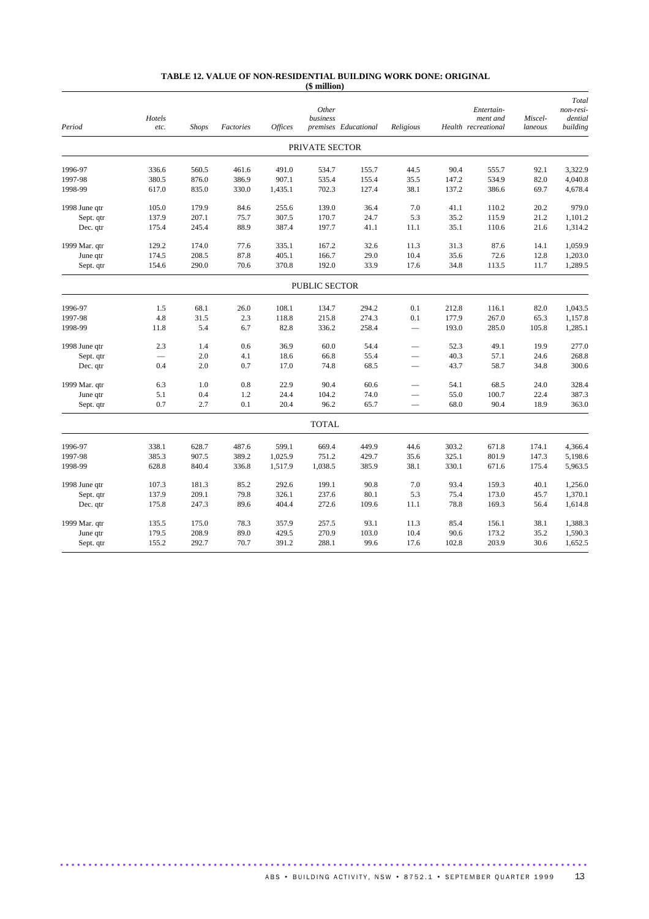## TABLE 12. VALUE OF NON-RESIDENTIAL BUILDING WORK DONE: ORIGINAL

**($ million)**

| Period | *Hotels etc.* | *Shops* | *Factories* | *Offices* | *Other business premises* | *Educational* | *Religious* | *Health* | *Entertain-ment and recreational* | *Miscel-laneous* | *Total non-resi-dential building* |
|---|---|---|---|---|---|---|---|---|---|---|---|
| | | | | | PRIVATE SECTOR | | | | | | |
| 1996-97 | 336.6 | 560.5 | 461.6 | 491.0 | 534.7 | 155.7 | 44.5 | 90.4 | 555.7 | 92.1 | 3,322.9 |
| 1997-98 | 380.5 | 876.0 | 386.9 | 907.1 | 535.4 | 155.4 | 35.5 | 147.2 | 534.9 | 82.0 | 4,040.8 |
| 1998-99 | 617.0 | 835.0 | 330.0 | 1,435.1 | 702.3 | 127.4 | 38.1 | 137.2 | 386.6 | 69.7 | 4,678.4 |
| 1998 June qtr | 105.0 | 179.9 | 84.6 | 255.6 | 139.0 | 36.4 | 7.0 | 41.1 | 110.2 | 20.2 | 979.0 |
| Sept. qtr | 137.9 | 207.1 | 75.7 | 307.5 | 170.7 | 24.7 | 5.3 | 35.2 | 115.9 | 21.2 | 1,101.2 |
| Dec. qtr | 175.4 | 245.4 | 88.9 | 387.4 | 197.7 | 41.1 | 11.1 | 35.1 | 110.6 | 21.6 | 1,314.2 |
| 1999 Mar. qtr | 129.2 | 174.0 | 77.6 | 335.1 | 167.2 | 32.6 | 11.3 | 31.3 | 87.6 | 14.1 | 1,059.9 |
| June qtr | 174.5 | 208.5 | 87.8 | 405.1 | 166.7 | 29.0 | 10.4 | 35.6 | 72.6 | 12.8 | 1,203.0 |
| Sept. qtr | 154.6 | 290.0 | 70.6 | 370.8 | 192.0 | 33.9 | 17.6 | 34.8 | 113.5 | 11.7 | 1,289.5 |
| | | | | | PUBLIC SECTOR | | | | | | |
| 1996-97 | 1.5 | 68.1 | 26.0 | 108.1 | 134.7 | 294.2 | 0.1 | 212.8 | 116.1 | 82.0 | 1,043.5 |
| 1997-98 | 4.8 | 31.5 | 2.3 | 118.8 | 215.8 | 274.3 | 0.1 | 177.9 | 267.0 | 65.3 | 1,157.8 |
| 1998-99 | 11.8 | 5.4 | 6.7 | 82.8 | 336.2 | 258.4 | — | 193.0 | 285.0 | 105.8 | 1,285.1 |
| 1998 June qtr | 2.3 | 1.4 | 0.6 | 36.9 | 60.0 | 54.4 | — | 52.3 | 49.1 | 19.9 | 277.0 |
| Sept. qtr | — | 2.0 | 4.1 | 18.6 | 66.8 | 55.4 | — | 40.3 | 57.1 | 24.6 | 268.8 |
| Dec. qtr | 0.4 | 2.0 | 0.7 | 17.0 | 74.8 | 68.5 | — | 43.7 | 58.7 | 34.8 | 300.6 |
| 1999 Mar. qtr | 6.3 | 1.0 | 0.8 | 22.9 | 90.4 | 60.6 | — | 54.1 | 68.5 | 24.0 | 328.4 |
| June qtr | 5.1 | 0.4 | 1.2 | 24.4 | 104.2 | 74.0 | — | 55.0 | 100.7 | 22.4 | 387.3 |
| Sept. qtr | 0.7 | 2.7 | 0.1 | 20.4 | 96.2 | 65.7 | — | 68.0 | 90.4 | 18.9 | 363.0 |
| | | | | | TOTAL | | | | | | |
| 1996-97 | 338.1 | 628.7 | 487.6 | 599.1 | 669.4 | 449.9 | 44.6 | 303.2 | 671.8 | 174.1 | 4,366.4 |
| 1997-98 | 385.3 | 907.5 | 389.2 | 1,025.9 | 751.2 | 429.7 | 35.6 | 325.1 | 801.9 | 147.3 | 5,198.6 |
| 1998-99 | 628.8 | 840.4 | 336.8 | 1,517.9 | 1,038.5 | 385.9 | 38.1 | 330.1 | 671.6 | 175.4 | 5,963.5 |
| 1998 June qtr | 107.3 | 181.3 | 85.2 | 292.6 | 199.1 | 90.8 | 7.0 | 93.4 | 159.3 | 40.1 | 1,256.0 |
| Sept. qtr | 137.9 | 209.1 | 79.8 | 326.1 | 237.6 | 80.1 | 5.3 | 75.4 | 173.0 | 45.7 | 1,370.1 |
| Dec. qtr | 175.8 | 247.3 | 89.6 | 404.4 | 272.6 | 109.6 | 11.1 | 78.8 | 169.3 | 56.4 | 1,614.8 |
| 1999 Mar. qtr | 135.5 | 175.0 | 78.3 | 357.9 | 257.5 | 93.1 | 11.3 | 85.4 | 156.1 | 38.1 | 1,388.3 |
| June qtr | 179.5 | 208.9 | 89.0 | 429.5 | 270.9 | 103.0 | 10.4 | 90.6 | 173.2 | 35.2 | 1,590.3 |
| Sept. qtr | 155.2 | 292.7 | 70.7 | 391.2 | 288.1 | 99.6 | 17.6 | 102.8 | 203.9 | 30.6 | 1,652.5 |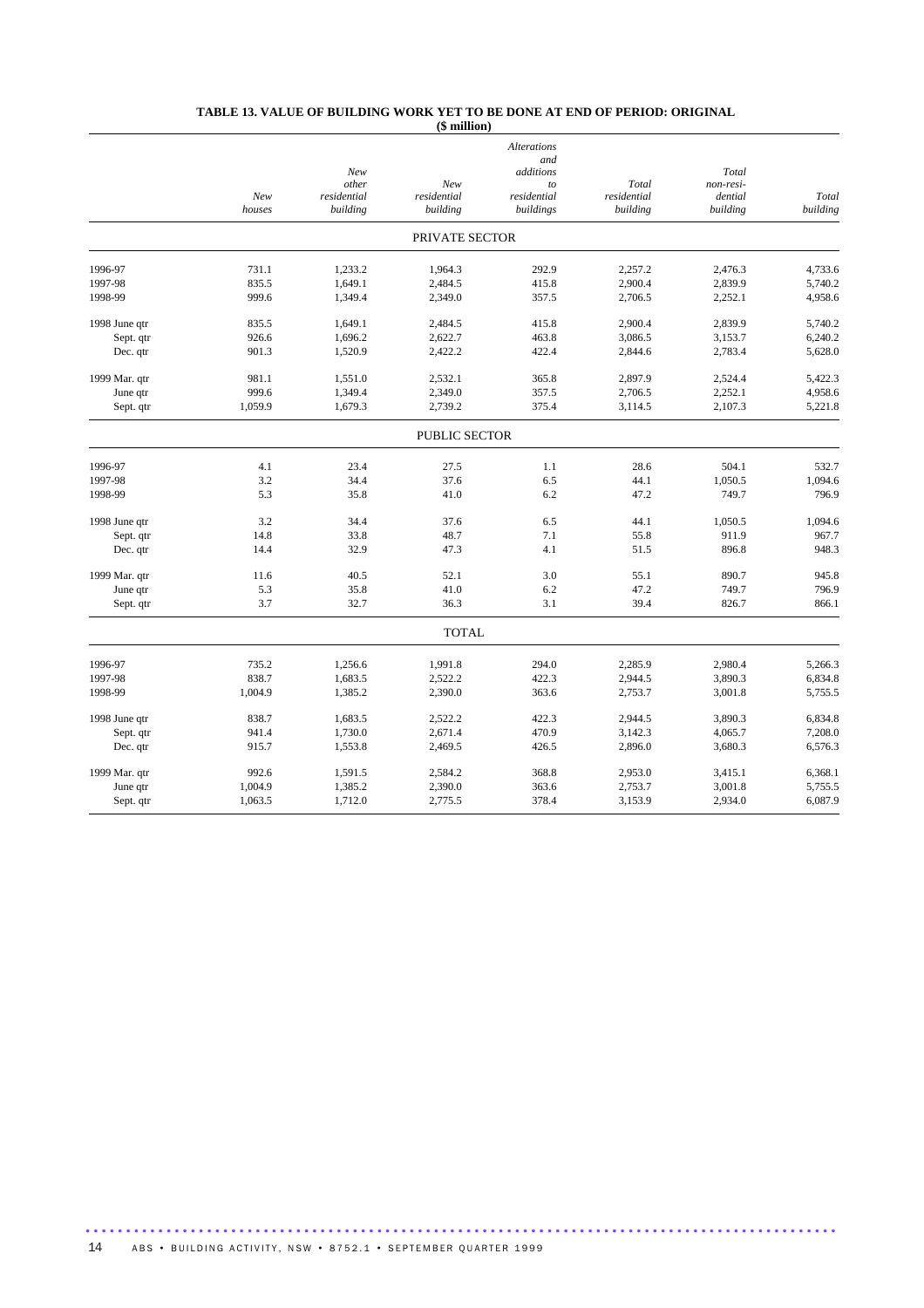**TABLE 13. VALUE OF BUILDING WORK YET TO BE DONE AT END OF PERIOD: ORIGINAL**
**($ million)**

| | *New houses* | *New other residential building* | *New residential building* | *Alterations and additions to residential buildings* | *Total residential building* | *Total non-residential building* | *Total building* |
|---|---|---|---|---|---|---|---|
| **PRIVATE SECTOR** | | | | | | | |
| 1996-97 | 731.1 | 1,233.2 | 1,964.3 | 292.9 | 2,257.2 | 2,476.3 | 4,733.6 |
| 1997-98 | 835.5 | 1,649.1 | 2,484.5 | 415.8 | 2,900.4 | 2,839.9 | 5,740.2 |
| 1998-99 | 999.6 | 1,349.4 | 2,349.0 | 357.5 | 2,706.5 | 2,252.1 | 4,958.6 |
| 1998 June qtr | 835.5 | 1,649.1 | 2,484.5 | 415.8 | 2,900.4 | 2,839.9 | 5,740.2 |
| Sept. qtr | 926.6 | 1,696.2 | 2,622.7 | 463.8 | 3,086.5 | 3,153.7 | 6,240.2 |
| Dec. qtr | 901.3 | 1,520.9 | 2,422.2 | 422.4 | 2,844.6 | 2,783.4 | 5,628.0 |
| 1999 Mar. qtr | 981.1 | 1,551.0 | 2,532.1 | 365.8 | 2,897.9 | 2,524.4 | 5,422.3 |
| June qtr | 999.6 | 1,349.4 | 2,349.0 | 357.5 | 2,706.5 | 2,252.1 | 4,958.6 |
| Sept. qtr | 1,059.9 | 1,679.3 | 2,739.2 | 375.4 | 3,114.5 | 2,107.3 | 5,221.8 |
| **PUBLIC SECTOR** | | | | | | | |
| 1996-97 | 4.1 | 23.4 | 27.5 | 1.1 | 28.6 | 504.1 | 532.7 |
| 1997-98 | 3.2 | 34.4 | 37.6 | 6.5 | 44.1 | 1,050.5 | 1,094.6 |
| 1998-99 | 5.3 | 35.8 | 41.0 | 6.2 | 47.2 | 749.7 | 796.9 |
| 1998 June qtr | 3.2 | 34.4 | 37.6 | 6.5 | 44.1 | 1,050.5 | 1,094.6 |
| Sept. qtr | 14.8 | 33.8 | 48.7 | 7.1 | 55.8 | 911.9 | 967.7 |
| Dec. qtr | 14.4 | 32.9 | 47.3 | 4.1 | 51.5 | 896.8 | 948.3 |
| 1999 Mar. qtr | 11.6 | 40.5 | 52.1 | 3.0 | 55.1 | 890.7 | 945.8 |
| June qtr | 5.3 | 35.8 | 41.0 | 6.2 | 47.2 | 749.7 | 796.9 |
| Sept. qtr | 3.7 | 32.7 | 36.3 | 3.1 | 39.4 | 826.7 | 866.1 |
| **TOTAL** | | | | | | | |
| 1996-97 | 735.2 | 1,256.6 | 1,991.8 | 294.0 | 2,285.9 | 2,980.4 | 5,266.3 |
| 1997-98 | 838.7 | 1,683.5 | 2,522.2 | 422.3 | 2,944.5 | 3,890.3 | 6,834.8 |
| 1998-99 | 1,004.9 | 1,385.2 | 2,390.0 | 363.6 | 2,753.7 | 3,001.8 | 5,755.5 |
| 1998 June qtr | 838.7 | 1,683.5 | 2,522.2 | 422.3 | 2,944.5 | 3,890.3 | 6,834.8 |
| Sept. qtr | 941.4 | 1,730.0 | 2,671.4 | 470.9 | 3,142.3 | 4,065.7 | 7,208.0 |
| Dec. qtr | 915.7 | 1,553.8 | 2,469.5 | 426.5 | 2,896.0 | 3,680.3 | 6,576.3 |
| 1999 Mar. qtr | 992.6 | 1,591.5 | 2,584.2 | 368.8 | 2,953.0 | 3,415.1 | 6,368.1 |
| June qtr | 1,004.9 | 1,385.2 | 2,390.0 | 363.6 | 2,753.7 | 3,001.8 | 5,755.5 |
| Sept. qtr | 1,063.5 | 1,712.0 | 2,775.5 | 378.4 | 3,153.9 | 2,934.0 | 6,087.9 |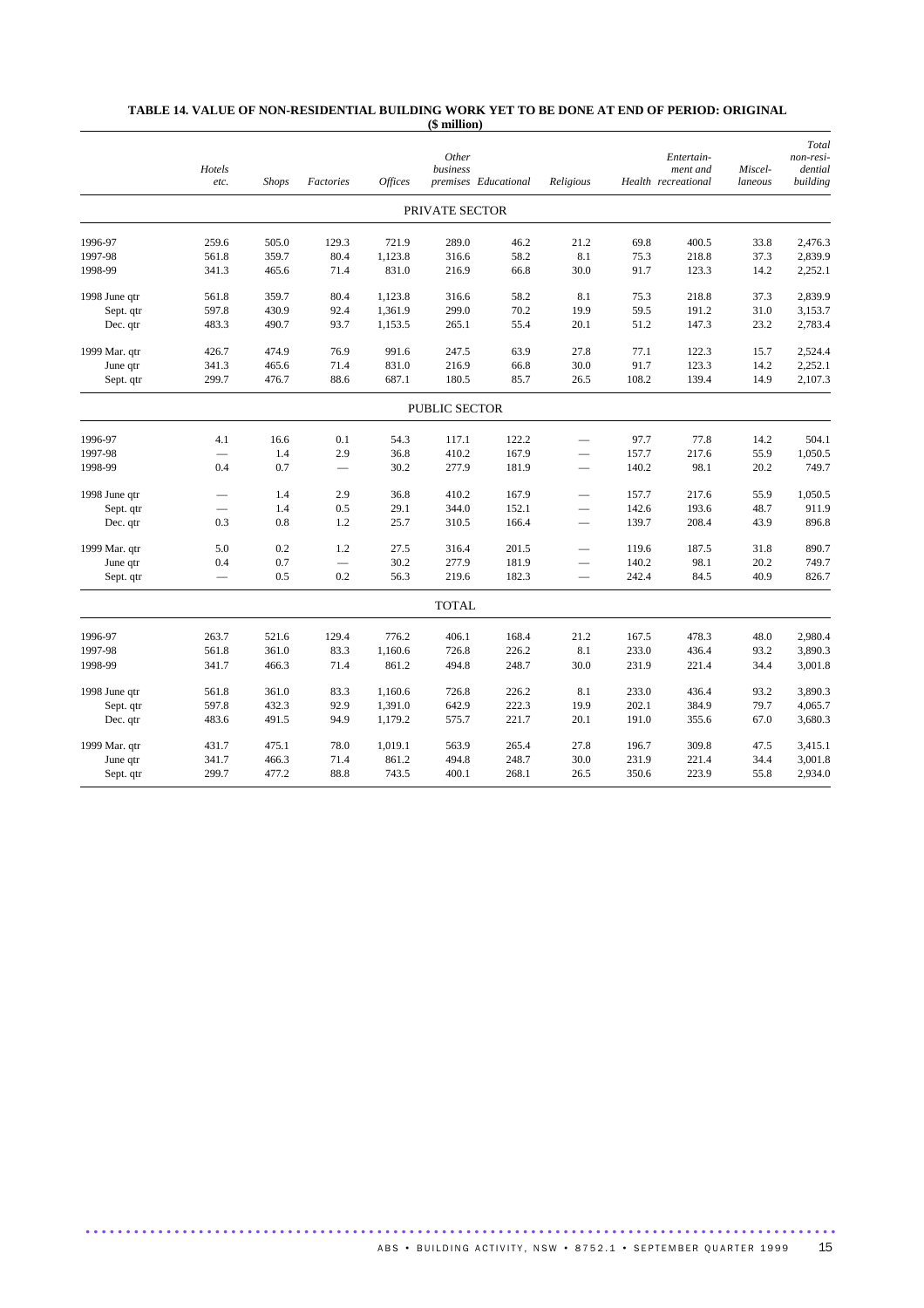**TABLE 14. VALUE OF NON-RESIDENTIAL BUILDING WORK YET TO BE DONE AT END OF PERIOD: ORIGINAL**
**($ million)**

| | *Hotels etc.* | *Shops* | *Factories* | *Offices* | *Other business premises* | *Educational* | *Religious* | *Health* | *Entertain-ment and recreational* | *Miscel-laneous* | *Total non-resi-dential building* |
|---|---|---|---|---|---|---|---|---|---|---|---|
| | | | | | PRIVATE SECTOR | | | | | | |
| 1996-97 | 259.6 | 505.0 | 129.3 | 721.9 | 289.0 | 46.2 | 21.2 | 69.8 | 400.5 | 33.8 | 2,476.3 |
| 1997-98 | 561.8 | 359.7 | 80.4 | 1,123.8 | 316.6 | 58.2 | 8.1 | 75.3 | 218.8 | 37.3 | 2,839.9 |
| 1998-99 | 341.3 | 465.6 | 71.4 | 831.0 | 216.9 | 66.8 | 30.0 | 91.7 | 123.3 | 14.2 | 2,252.1 |
| 1998 June qtr | 561.8 | 359.7 | 80.4 | 1,123.8 | 316.6 | 58.2 | 8.1 | 75.3 | 218.8 | 37.3 | 2,839.9 |
| Sept. qtr | 597.8 | 430.9 | 92.4 | 1,361.9 | 299.0 | 70.2 | 19.9 | 59.5 | 191.2 | 31.0 | 3,153.7 |
| Dec. qtr | 483.3 | 490.7 | 93.7 | 1,153.5 | 265.1 | 55.4 | 20.1 | 51.2 | 147.3 | 23.2 | 2,783.4 |
| 1999 Mar. qtr | 426.7 | 474.9 | 76.9 | 991.6 | 247.5 | 63.9 | 27.8 | 77.1 | 122.3 | 15.7 | 2,524.4 |
| June qtr | 341.3 | 465.6 | 71.4 | 831.0 | 216.9 | 66.8 | 30.0 | 91.7 | 123.3 | 14.2 | 2,252.1 |
| Sept. qtr | 299.7 | 476.7 | 88.6 | 687.1 | 180.5 | 85.7 | 26.5 | 108.2 | 139.4 | 14.9 | 2,107.3 |
| | | | | | PUBLIC SECTOR | | | | | | |
| 1996-97 | 4.1 | 16.6 | 0.1 | 54.3 | 117.1 | 122.2 | — | 97.7 | 77.8 | 14.2 | 504.1 |
| 1997-98 | — | 1.4 | 2.9 | 36.8 | 410.2 | 167.9 | — | 157.7 | 217.6 | 55.9 | 1,050.5 |
| 1998-99 | 0.4 | 0.7 | — | 30.2 | 277.9 | 181.9 | — | 140.2 | 98.1 | 20.2 | 749.7 |
| 1998 June qtr | — | 1.4 | 2.9 | 36.8 | 410.2 | 167.9 | — | 157.7 | 217.6 | 55.9 | 1,050.5 |
| Sept. qtr | — | 1.4 | 0.5 | 29.1 | 344.0 | 152.1 | — | 142.6 | 193.6 | 48.7 | 911.9 |
| Dec. qtr | 0.3 | 0.8 | 1.2 | 25.7 | 310.5 | 166.4 | — | 139.7 | 208.4 | 43.9 | 896.8 |
| 1999 Mar. qtr | 5.0 | 0.2 | 1.2 | 27.5 | 316.4 | 201.5 | — | 119.6 | 187.5 | 31.8 | 890.7 |
| June qtr | 0.4 | 0.7 | — | 30.2 | 277.9 | 181.9 | — | 140.2 | 98.1 | 20.2 | 749.7 |
| Sept. qtr | — | 0.5 | 0.2 | 56.3 | 219.6 | 182.3 | — | 242.4 | 84.5 | 40.9 | 826.7 |
| | | | | | TOTAL | | | | | | |
| 1996-97 | 263.7 | 521.6 | 129.4 | 776.2 | 406.1 | 168.4 | 21.2 | 167.5 | 478.3 | 48.0 | 2,980.4 |
| 1997-98 | 561.8 | 361.0 | 83.3 | 1,160.6 | 726.8 | 226.2 | 8.1 | 233.0 | 436.4 | 93.2 | 3,890.3 |
| 1998-99 | 341.7 | 466.3 | 71.4 | 861.2 | 494.8 | 248.7 | 30.0 | 231.9 | 221.4 | 34.4 | 3,001.8 |
| 1998 June qtr | 561.8 | 361.0 | 83.3 | 1,160.6 | 726.8 | 226.2 | 8.1 | 233.0 | 436.4 | 93.2 | 3,890.3 |
| Sept. qtr | 597.8 | 432.3 | 92.9 | 1,391.0 | 642.9 | 222.3 | 19.9 | 202.1 | 384.9 | 79.7 | 4,065.7 |
| Dec. qtr | 483.6 | 491.5 | 94.9 | 1,179.2 | 575.7 | 221.7 | 20.1 | 191.0 | 355.6 | 67.0 | 3,680.3 |
| 1999 Mar. qtr | 431.7 | 475.1 | 78.0 | 1,019.1 | 563.9 | 265.4 | 27.8 | 196.7 | 309.8 | 47.5 | 3,415.1 |
| June qtr | 341.7 | 466.3 | 71.4 | 861.2 | 494.8 | 248.7 | 30.0 | 231.9 | 221.4 | 34.4 | 3,001.8 |
| Sept. qtr | 299.7 | 477.2 | 88.8 | 743.5 | 400.1 | 268.1 | 26.5 | 350.6 | 223.9 | 55.8 | 2,934.0 |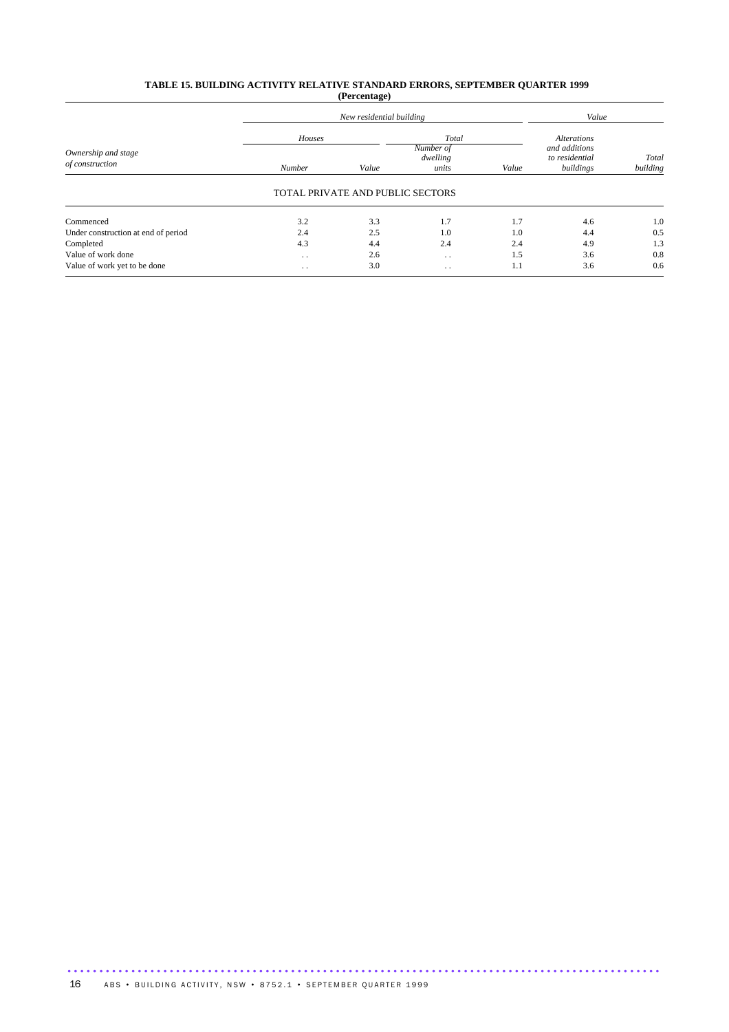**TABLE 15. BUILDING ACTIVITY RELATIVE STANDARD ERRORS, SEPTEMBER QUARTER 1999**
**(Percentage)**

| *Ownership and stage of construction* | *New residential building* | | | | *Value* | |
|---|---|---|---|---|---|---|
| | *Houses* | | *Total* | | *Alterations and additions to residential buildings* | *Total building* |
| | *Number* | *Value* | *Number of dwelling units* | *Value* | | |
| TOTAL PRIVATE AND PUBLIC SECTORS | | | | | | |
| Commenced | 3.2 | 3.3 | 1.7 | 1.7 | 4.6 | 1.0 |
| Under construction at end of period | 2.4 | 2.5 | 1.0 | 1.0 | 4.4 | 0.5 |
| Completed | 4.3 | 4.4 | 2.4 | 2.4 | 4.9 | 1.3 |
| Value of work done | . . | 2.6 | . . | 1.5 | 3.6 | 0.8 |
| Value of work yet to be done | . . | 3.0 | . . | 1.1 | 3.6 | 0.6 |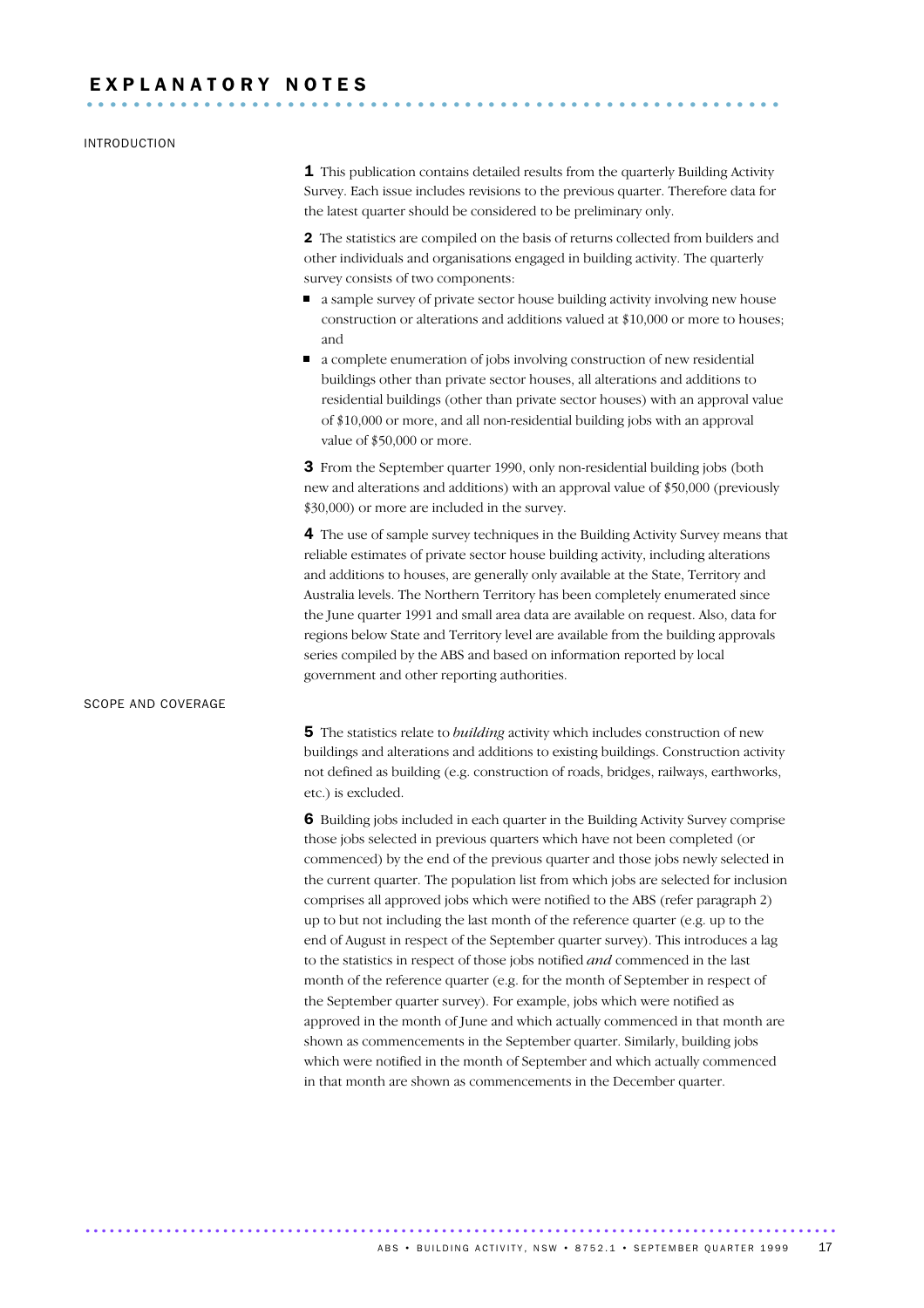# EXPLANATORY NOTES

## INTRODUCTION

**1** This publication contains detailed results from the quarterly Building Activity Survey. Each issue includes revisions to the previous quarter. Therefore data for the latest quarter should be considered to be preliminary only.

**2** The statistics are compiled on the basis of returns collected from builders and other individuals and organisations engaged in building activity. The quarterly survey consists of two components:

- a sample survey of private sector house building activity involving new house construction or alterations and additions valued at $10,000 or more to houses; and
- a complete enumeration of jobs involving construction of new residential buildings other than private sector houses, all alterations and additions to residential buildings (other than private sector houses) with an approval value of $10,000 or more, and all non-residential building jobs with an approval value of $50,000 or more.

**3** From the September quarter 1990, only non-residential building jobs (both new and alterations and additions) with an approval value of $50,000 (previously $30,000) or more are included in the survey.

**4** The use of sample survey techniques in the Building Activity Survey means that reliable estimates of private sector house building activity, including alterations and additions to houses, are generally only available at the State, Territory and Australia levels. The Northern Territory has been completely enumerated since the June quarter 1991 and small area data are available on request. Also, data for regions below State and Territory level are available from the building approvals series compiled by the ABS and based on information reported by local government and other reporting authorities.

## SCOPE AND COVERAGE

**5** The statistics relate to *building* activity which includes construction of new buildings and alterations and additions to existing buildings. Construction activity not defined as building (e.g. construction of roads, bridges, railways, earthworks, etc.) is excluded.

**6** Building jobs included in each quarter in the Building Activity Survey comprise those jobs selected in previous quarters which have not been completed (or commenced) by the end of the previous quarter and those jobs newly selected in the current quarter. The population list from which jobs are selected for inclusion comprises all approved jobs which were notified to the ABS (refer paragraph 2) up to but not including the last month of the reference quarter (e.g. up to the end of August in respect of the September quarter survey). This introduces a lag to the statistics in respect of those jobs notified *and* commenced in the last month of the reference quarter (e.g. for the month of September in respect of the September quarter survey). For example, jobs which were notified as approved in the month of June and which actually commenced in that month are shown as commencements in the September quarter. Similarly, building jobs which were notified in the month of September and which actually commenced in that month are shown as commencements in the December quarter.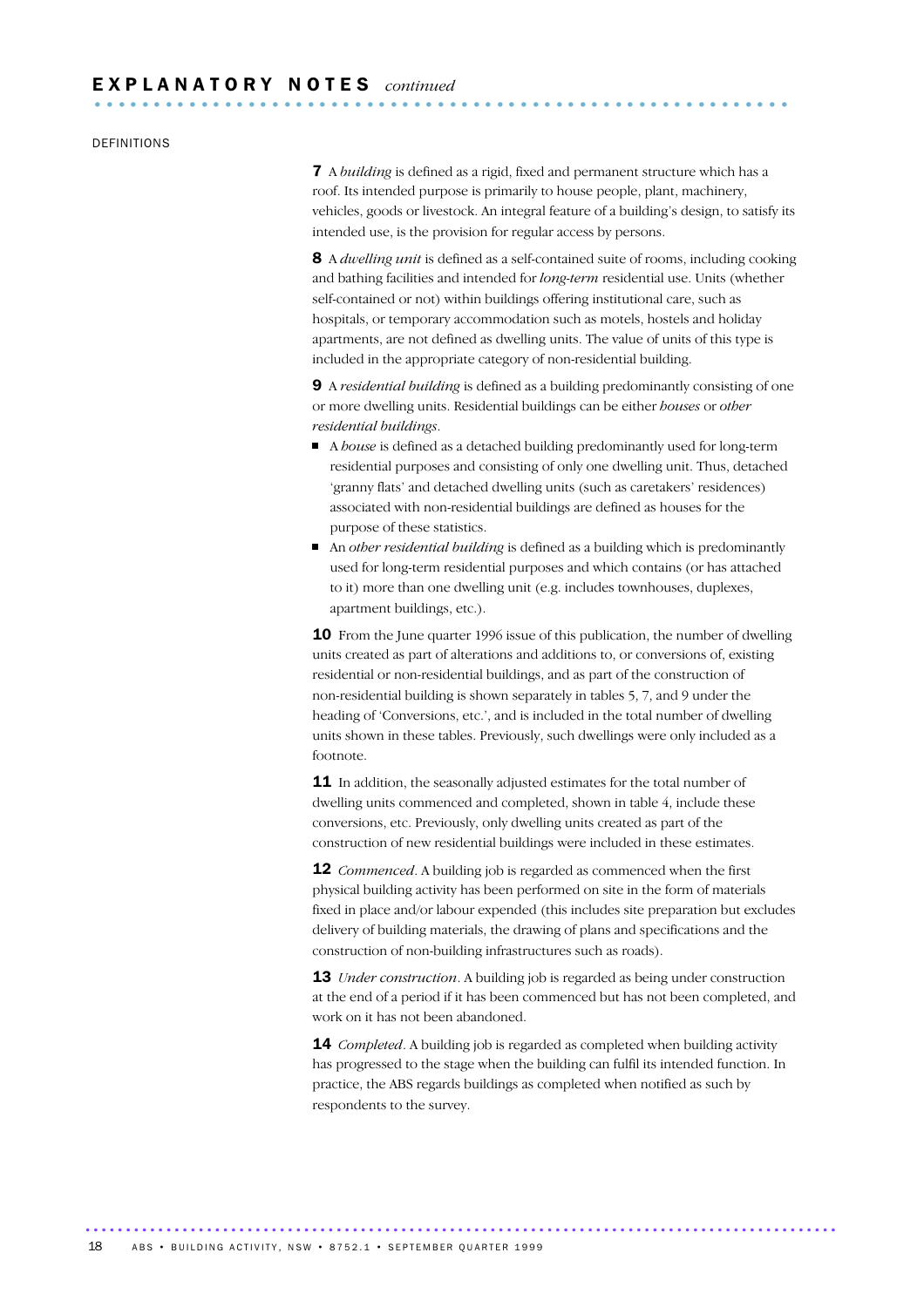## EXPLANATORY NOTES *continued*

### DEFINITIONS

**7** A *building* is defined as a rigid, fixed and permanent structure which has a roof. Its intended purpose is primarily to house people, plant, machinery, vehicles, goods or livestock. An integral feature of a building's design, to satisfy its intended use, is the provision for regular access by persons.

**8** A *dwelling unit* is defined as a self-contained suite of rooms, including cooking and bathing facilities and intended for ***long-term*** residential use. Units (whether self-contained or not) within buildings offering institutional care, such as hospitals, or temporary accommodation such as motels, hostels and holiday apartments, are not defined as dwelling units. The value of units of this type is included in the appropriate category of non-residential building.

**9** A *residential building* is defined as a building predominantly consisting of one or more dwelling units. Residential buildings can be either *houses* or *other residential buildings*.

- A *house* is defined as a detached building predominantly used for long-term residential purposes and consisting of only one dwelling unit. Thus, detached 'granny flats' and detached dwelling units (such as caretakers' residences) associated with non-residential buildings are defined as houses for the purpose of these statistics.
- An *other residential building* is defined as a building which is predominantly used for long-term residential purposes and which contains (or has attached to it) more than one dwelling unit (e.g. includes townhouses, duplexes, apartment buildings, etc.).

**10** From the June quarter 1996 issue of this publication, the number of dwelling units created as part of alterations and additions to, or conversions of, existing residential or non-residential buildings, and as part of the construction of non-residential building is shown separately in tables 5, 7, and 9 under the heading of 'Conversions, etc.', and is included in the total number of dwelling units shown in these tables. Previously, such dwellings were only included as a footnote.

**11** In addition, the seasonally adjusted estimates for the total number of dwelling units commenced and completed, shown in table 4, include these conversions, etc. Previously, only dwelling units created as part of the construction of new residential buildings were included in these estimates.

**12** *Commenced*. A building job is regarded as commenced when the first physical building activity has been performed on site in the form of materials fixed in place and/or labour expended (this includes site preparation but excludes delivery of building materials, the drawing of plans and specifications and the construction of non-building infrastructures such as roads).

**13** *Under construction*. A building job is regarded as being under construction at the end of a period if it has been commenced but has not been completed, and work on it has not been abandoned.

**14** *Completed*. A building job is regarded as completed when building activity has progressed to the stage when the building can fulfil its intended function. In practice, the ABS regards buildings as completed when notified as such by respondents to the survey.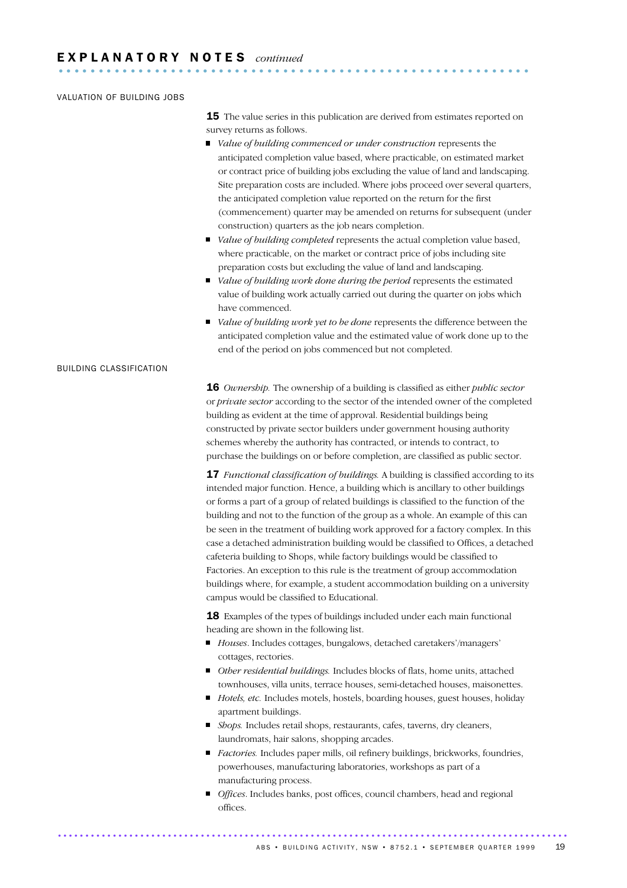# EXPLANATORY NOTES *continued*

## VALUATION OF BUILDING JOBS

**15** The value series in this publication are derived from estimates reported on survey returns as follows.

- *Value of building commenced or under construction* represents the anticipated completion value based, where practicable, on estimated market or contract price of building jobs excluding the value of land and landscaping. Site preparation costs are included. Where jobs proceed over several quarters, the anticipated completion value reported on the return for the first (commencement) quarter may be amended on returns for subsequent (under construction) quarters as the job nears completion.
- *Value of building completed* represents the actual completion value based, where practicable, on the market or contract price of jobs including site preparation costs but excluding the value of land and landscaping.
- *Value of building work done during the period* represents the estimated value of building work actually carried out during the quarter on jobs which have commenced.
- *Value of building work yet to be done* represents the difference between the anticipated completion value and the estimated value of work done up to the end of the period on jobs commenced but not completed.

## BUILDING CLASSIFICATION

**16** *Ownership.* The ownership of a building is classified as either *public sector* or *private sector* according to the sector of the intended owner of the completed building as evident at the time of approval. Residential buildings being constructed by private sector builders under government housing authority schemes whereby the authority has contracted, or intends to contract, to purchase the buildings on or before completion, are classified as public sector.

**17** *Functional classification of buildings.* A building is classified according to its intended major function. Hence, a building which is ancillary to other buildings or forms a part of a group of related buildings is classified to the function of the building and not to the function of the group as a whole. An example of this can be seen in the treatment of building work approved for a factory complex. In this case a detached administration building would be classified to Offices, a detached cafeteria building to Shops, while factory buildings would be classified to Factories. An exception to this rule is the treatment of group accommodation buildings where, for example, a student accommodation building on a university campus would be classified to Educational.

**18** Examples of the types of buildings included under each main functional heading are shown in the following list.

- *Houses*. Includes cottages, bungalows, detached caretakers'/managers' cottages, rectories.
- *Other residential buildings.* Includes blocks of flats, home units, attached townhouses, villa units, terrace houses, semi-detached houses, maisonettes.
- *Hotels, etc.* Includes motels, hostels, boarding houses, guest houses, holiday apartment buildings.
- *Shops.* Includes retail shops, restaurants, cafes, taverns, dry cleaners, laundromats, hair salons, shopping arcades.
- *Factories.* Includes paper mills, oil refinery buildings, brickworks, foundries, powerhouses, manufacturing laboratories, workshops as part of a manufacturing process.
- *Offices*. Includes banks, post offices, council chambers, head and regional offices.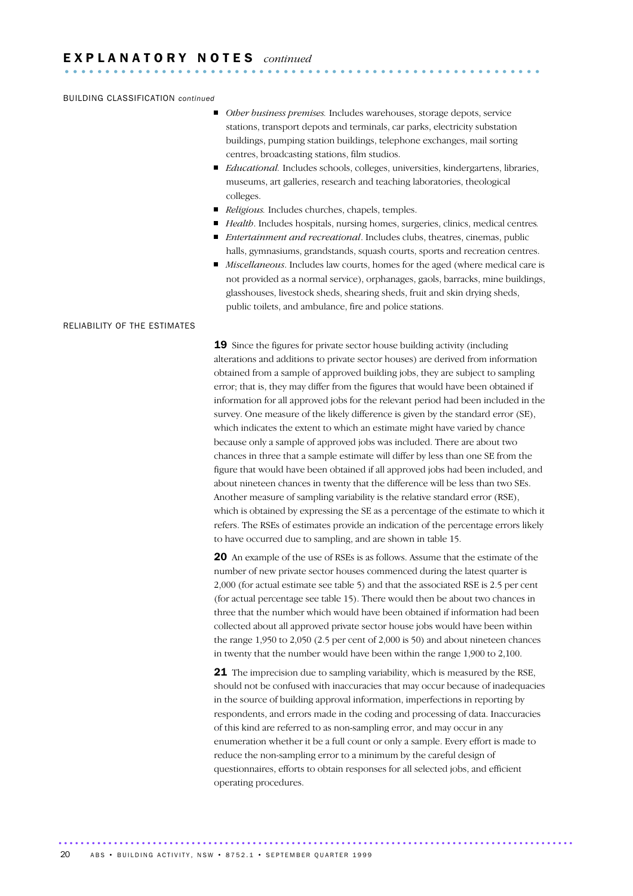## EXPLANATORY NOTES *continued*

### BUILDING CLASSIFICATION *continued*

- *Other business premises.* Includes warehouses, storage depots, service stations, transport depots and terminals, car parks, electricity substation buildings, pumping station buildings, telephone exchanges, mail sorting centres, broadcasting stations, film studios.
- *Educational.* Includes schools, colleges, universities, kindergartens, libraries, museums, art galleries, research and teaching laboratories, theological colleges.
- *Religious.* Includes churches, chapels, temples.
- *Health*. Includes hospitals, nursing homes, surgeries, clinics, medical centres.
- *Entertainment and recreational*. Includes clubs, theatres, cinemas, public halls, gymnasiums, grandstands, squash courts, sports and recreation centres.
- *Miscellaneous*. Includes law courts, homes for the aged (where medical care is not provided as a normal service), orphanages, gaols, barracks, mine buildings, glasshouses, livestock sheds, shearing sheds, fruit and skin drying sheds, public toilets, and ambulance, fire and police stations.

### RELIABILITY OF THE ESTIMATES

**19** Since the figures for private sector house building activity (including alterations and additions to private sector houses) are derived from information obtained from a sample of approved building jobs, they are subject to sampling error; that is, they may differ from the figures that would have been obtained if information for all approved jobs for the relevant period had been included in the survey. One measure of the likely difference is given by the standard error (SE), which indicates the extent to which an estimate might have varied by chance because only a sample of approved jobs was included. There are about two chances in three that a sample estimate will differ by less than one SE from the figure that would have been obtained if all approved jobs had been included, and about nineteen chances in twenty that the difference will be less than two SEs. Another measure of sampling variability is the relative standard error (RSE), which is obtained by expressing the SE as a percentage of the estimate to which it refers. The RSEs of estimates provide an indication of the percentage errors likely to have occurred due to sampling, and are shown in table 15.

**20** An example of the use of RSEs is as follows. Assume that the estimate of the number of new private sector houses commenced during the latest quarter is 2,000 (for actual estimate see table 5) and that the associated RSE is 2.5 per cent (for actual percentage see table 15). There would then be about two chances in three that the number which would have been obtained if information had been collected about all approved private sector house jobs would have been within the range 1,950 to 2,050 (2.5 per cent of 2,000 is 50) and about nineteen chances in twenty that the number would have been within the range 1,900 to 2,100.

**21** The imprecision due to sampling variability, which is measured by the RSE, should not be confused with inaccuracies that may occur because of inadequacies in the source of building approval information, imperfections in reporting by respondents, and errors made in the coding and processing of data. Inaccuracies of this kind are referred to as non-sampling error, and may occur in any enumeration whether it be a full count or only a sample. Every effort is made to reduce the non-sampling error to a minimum by the careful design of questionnaires, efforts to obtain responses for all selected jobs, and efficient operating procedures.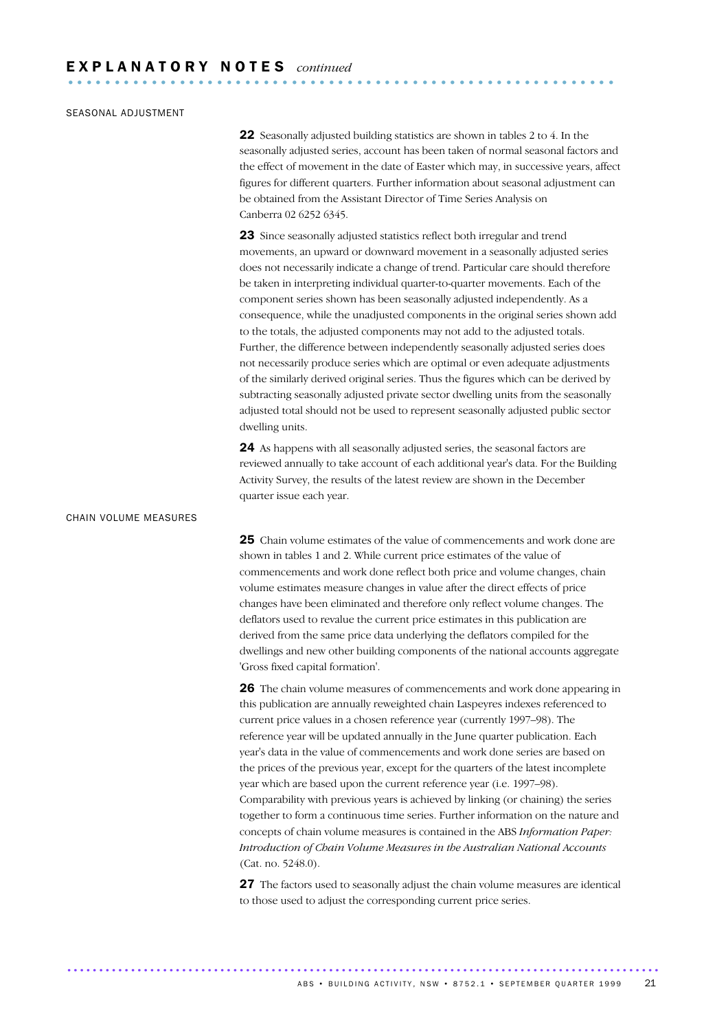# EXPLANATORY NOTES *continued*

## SEASONAL ADJUSTMENT

**22** Seasonally adjusted building statistics are shown in tables 2 to 4. In the seasonally adjusted series, account has been taken of normal seasonal factors and the effect of movement in the date of Easter which may, in successive years, affect figures for different quarters. Further information about seasonal adjustment can be obtained from the Assistant Director of Time Series Analysis on Canberra 02 6252 6345.

**23** Since seasonally adjusted statistics reflect both irregular and trend movements, an upward or downward movement in a seasonally adjusted series does not necessarily indicate a change of trend. Particular care should therefore be taken in interpreting individual quarter-to-quarter movements. Each of the component series shown has been seasonally adjusted independently. As a consequence, while the unadjusted components in the original series shown add to the totals, the adjusted components may not add to the adjusted totals. Further, the difference between independently seasonally adjusted series does not necessarily produce series which are optimal or even adequate adjustments of the similarly derived original series. Thus the figures which can be derived by subtracting seasonally adjusted private sector dwelling units from the seasonally adjusted total should not be used to represent seasonally adjusted public sector dwelling units.

**24** As happens with all seasonally adjusted series, the seasonal factors are reviewed annually to take account of each additional year's data. For the Building Activity Survey, the results of the latest review are shown in the December quarter issue each year.

## CHAIN VOLUME MEASURES

**25** Chain volume estimates of the value of commencements and work done are shown in tables 1 and 2. While current price estimates of the value of commencements and work done reflect both price and volume changes, chain volume estimates measure changes in value after the direct effects of price changes have been eliminated and therefore only reflect volume changes. The deflators used to revalue the current price estimates in this publication are derived from the same price data underlying the deflators compiled for the dwellings and new other building components of the national accounts aggregate 'Gross fixed capital formation'.

**26** The chain volume measures of commencements and work done appearing in this publication are annually reweighted chain Laspeyres indexes referenced to current price values in a chosen reference year (currently 1997–98). The reference year will be updated annually in the June quarter publication. Each year's data in the value of commencements and work done series are based on the prices of the previous year, except for the quarters of the latest incomplete year which are based upon the current reference year (i.e. 1997–98). Comparability with previous years is achieved by linking (or chaining) the series together to form a continuous time series. Further information on the nature and concepts of chain volume measures is contained in the ABS *Information Paper: Introduction of Chain Volume Measures in the Australian National Accounts* (Cat. no. 5248.0).

**27** The factors used to seasonally adjust the chain volume measures are identical to those used to adjust the corresponding current price series.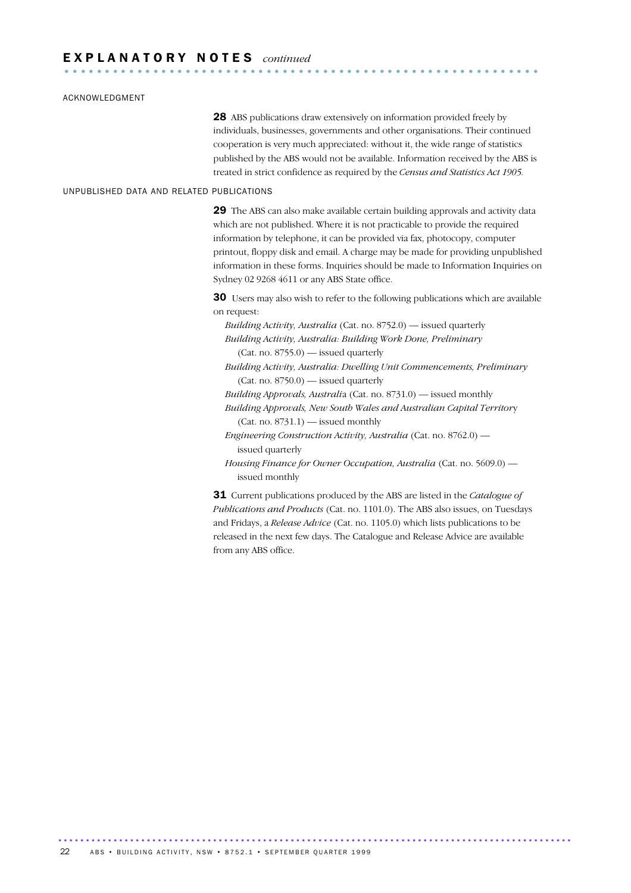## EXPLANATORY NOTES *continued*

### ACKNOWLEDGMENT

**28** ABS publications draw extensively on information provided freely by individuals, businesses, governments and other organisations. Their continued cooperation is very much appreciated: without it, the wide range of statistics published by the ABS would not be available. Information received by the ABS is treated in strict confidence as required by the *Census and Statistics Act 1905.*

### UNPUBLISHED DATA AND RELATED PUBLICATIONS

**29** The ABS can also make available certain building approvals and activity data which are not published. Where it is not practicable to provide the required information by telephone, it can be provided via fax, photocopy, computer printout, floppy disk and email. A charge may be made for providing unpublished information in these forms. Inquiries should be made to Information Inquiries on Sydney 02 9268 4611 or any ABS State office.

**30** Users may also wish to refer to the following publications which are available on request:

- *Building Activity, Australia* (Cat. no. 8752.0) — issued quarterly
- *Building Activity, Australia: Building Work Done, Preliminary* (Cat. no. 8755.0) — issued quarterly
- *Building Activity, Australia: Dwelling Unit Commencements, Preliminary* (Cat. no. 8750.0) — issued quarterly
- *Building Approvals, Australia* (Cat. no. 8731.0) — issued monthly
- *Building Approvals, New South Wales and Australian Capital Territory* (Cat. no. 8731.1) — issued monthly
- *Engineering Construction Activity, Australia* (Cat. no. 8762.0) — issued quarterly
- *Housing Finance for Owner Occupation, Australia* (Cat. no. 5609.0) — issued monthly

**31** Current publications produced by the ABS are listed in the *Catalogue of Publications and Products* (Cat. no. 1101.0). The ABS also issues, on Tuesdays and Fridays, a *Release Advice* (Cat. no. 1105.0) which lists publications to be released in the next few days. The Catalogue and Release Advice are available from any ABS office.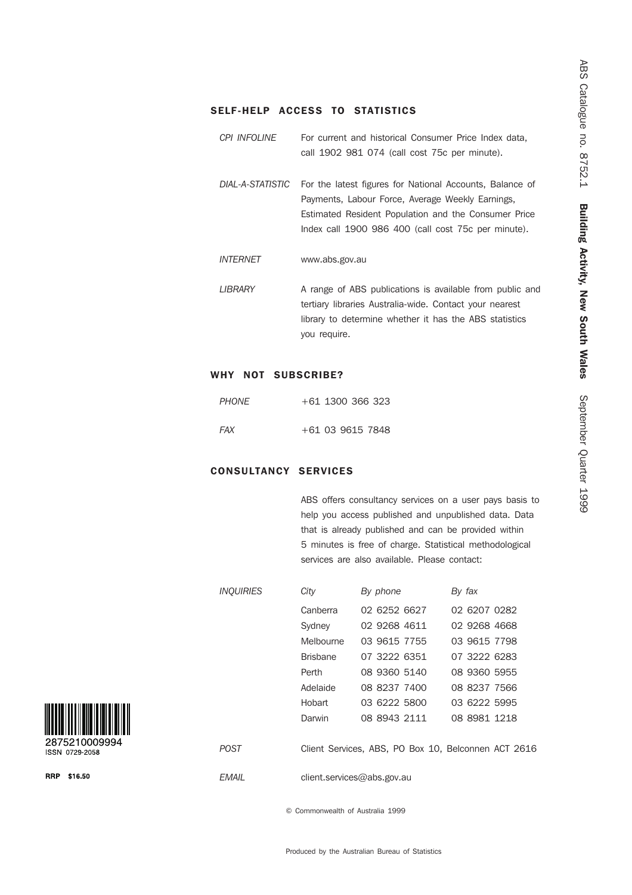## SELF-HELP ACCESS TO STATISTICS

| | |
|---|---|
| *CPI INFOLINE* | For current and historical Consumer Price Index data, call 1902 981 074 (call cost 75c per minute). |
| *DIAL-A-STATISTIC* | For the latest figures for National Accounts, Balance of Payments, Labour Force, Average Weekly Earnings, Estimated Resident Population and the Consumer Price Index call 1900 986 400 (call cost 75c per minute). |
| *INTERNET* | www.abs.gov.au |
| *LIBRARY* | A range of ABS publications is available from public and tertiary libraries Australia-wide. Contact your nearest library to determine whether it has the ABS statistics you require. |

## WHY NOT SUBSCRIBE?

| | |
|---|---|
| *PHONE* | +61 1300 366 323 |
| *FAX* | +61 03 9615 7848 |

## CONSULTANCY SERVICES

ABS offers consultancy services on a user pays basis to help you access published and unpublished data. Data that is already published and can be provided within 5 minutes is free of charge. Statistical methodological services are also available. Please contact:

| *INQUIRIES* | *City* | *By phone* | *By fax* |
|---|---|---|---|
| | Canberra | 02 6252 6627 | 02 6207 0282 |
| | Sydney | 02 9268 4611 | 02 9268 4668 |
| | Melbourne | 03 9615 7755 | 03 9615 7798 |
| | Brisbane | 07 3222 6351 | 07 3222 6283 |
| | Perth | 08 9360 5140 | 08 9360 5955 |
| | Adelaide | 08 8237 7400 | 08 8237 7566 |
| | Hobart | 03 6222 5800 | 03 6222 5995 |
| | Darwin | 08 8943 2111 | 08 8981 1218 |

| | |
|---|---|
| *POST* | Client Services, ABS, PO Box 10, Belconnen ACT 2616 |
| *EMAIL* | client.services@abs.gov.au |

2875210009994

ISSN 0729-2058

**RRP $16.50**

© Commonwealth of Australia 1999

Produced by the Australian Bureau of Statistics

ABS Catalogue no. 8752.1 **Building Activity, New South Wales** September Quarter 1999